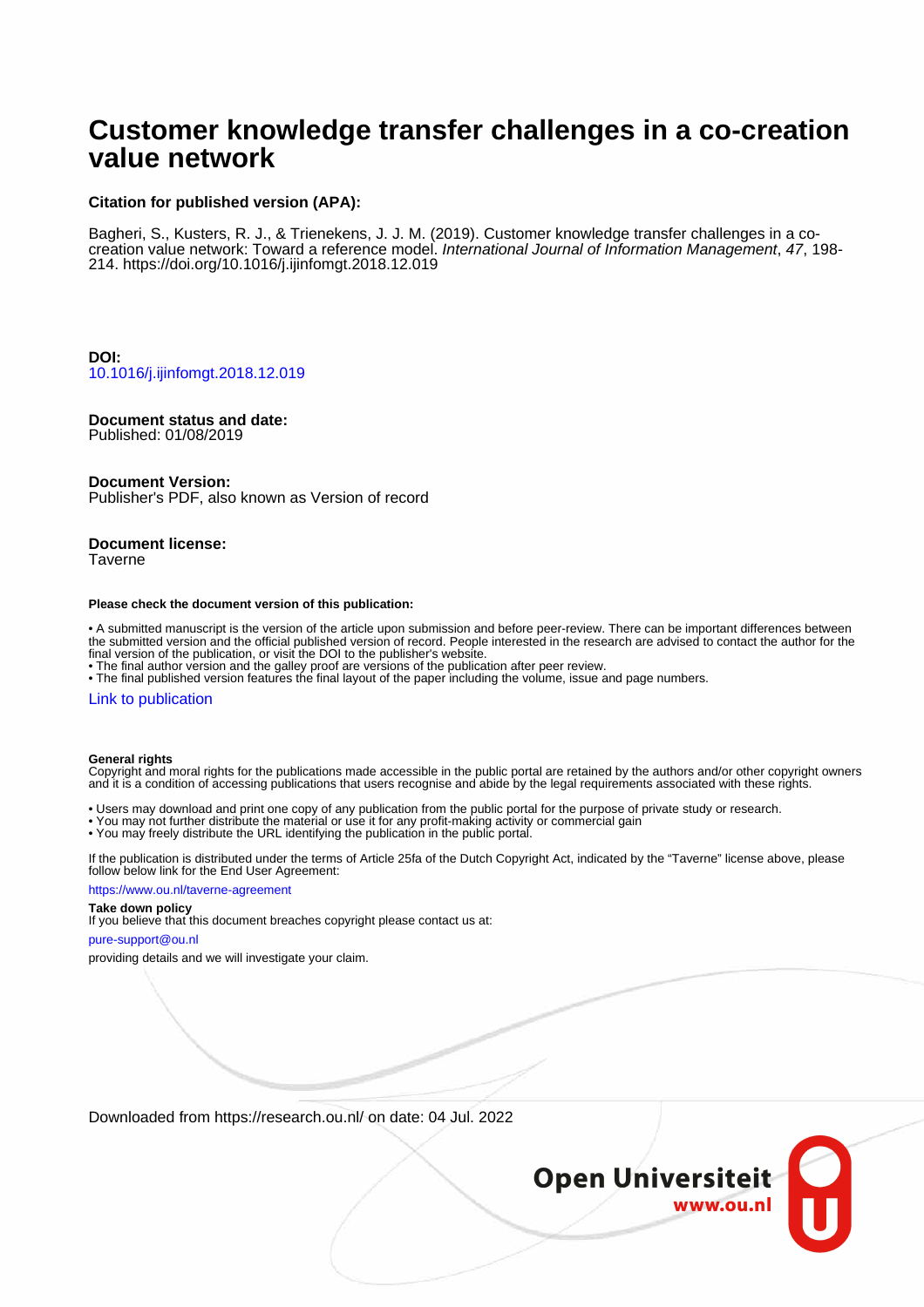# Customer knowledge transfer challenges in a co-creation value network

**Citation for published version (APA):**

Bagheri, S., Kusters, R. J., & Trienekens, J. J. M. (2019). Customer knowledge transfer challenges in a co-creation value network: Toward a reference model. *International Journal of Information Management*, *47*, 198-214. https://doi.org/10.1016/j.ijinfomgt.2018.12.019

**DOI:**
10.1016/j.ijinfomgt.2018.12.019

**Document status and date:**
Published: 01/08/2019

**Document Version:**
Publisher's PDF, also known as Version of record

**Document license:**
Taverne

**Please check the document version of this publication:**

- A submitted manuscript is the version of the article upon submission and before peer-review. There can be important differences between the submitted version and the official published version of record. People interested in the research are advised to contact the author for the final version of the publication, or visit the DOI to the publisher's website.
- The final author version and the galley proof are versions of the publication after peer review.
- The final published version features the final layout of the paper including the volume, issue and page numbers.

Link to publication

**General rights**
Copyright and moral rights for the publications made accessible in the public portal are retained by the authors and/or other copyright owners and it is a condition of accessing publications that users recognise and abide by the legal requirements associated with these rights.

- Users may download and print one copy of any publication from the public portal for the purpose of private study or research.
- You may not further distribute the material or use it for any profit-making activity or commercial gain
- You may freely distribute the URL identifying the publication in the public portal.

If the publication is distributed under the terms of Article 25fa of the Dutch Copyright Act, indicated by the "Taverne" license above, please follow below link for the End User Agreement:

https://www.ou.nl/taverne-agreement

**Take down policy**
If you believe that this document breaches copyright please contact us at:

pure-support@ou.nl

providing details and we will investigate your claim.

Downloaded from https://research.ou.nl/ on date: 04 Jul. 2022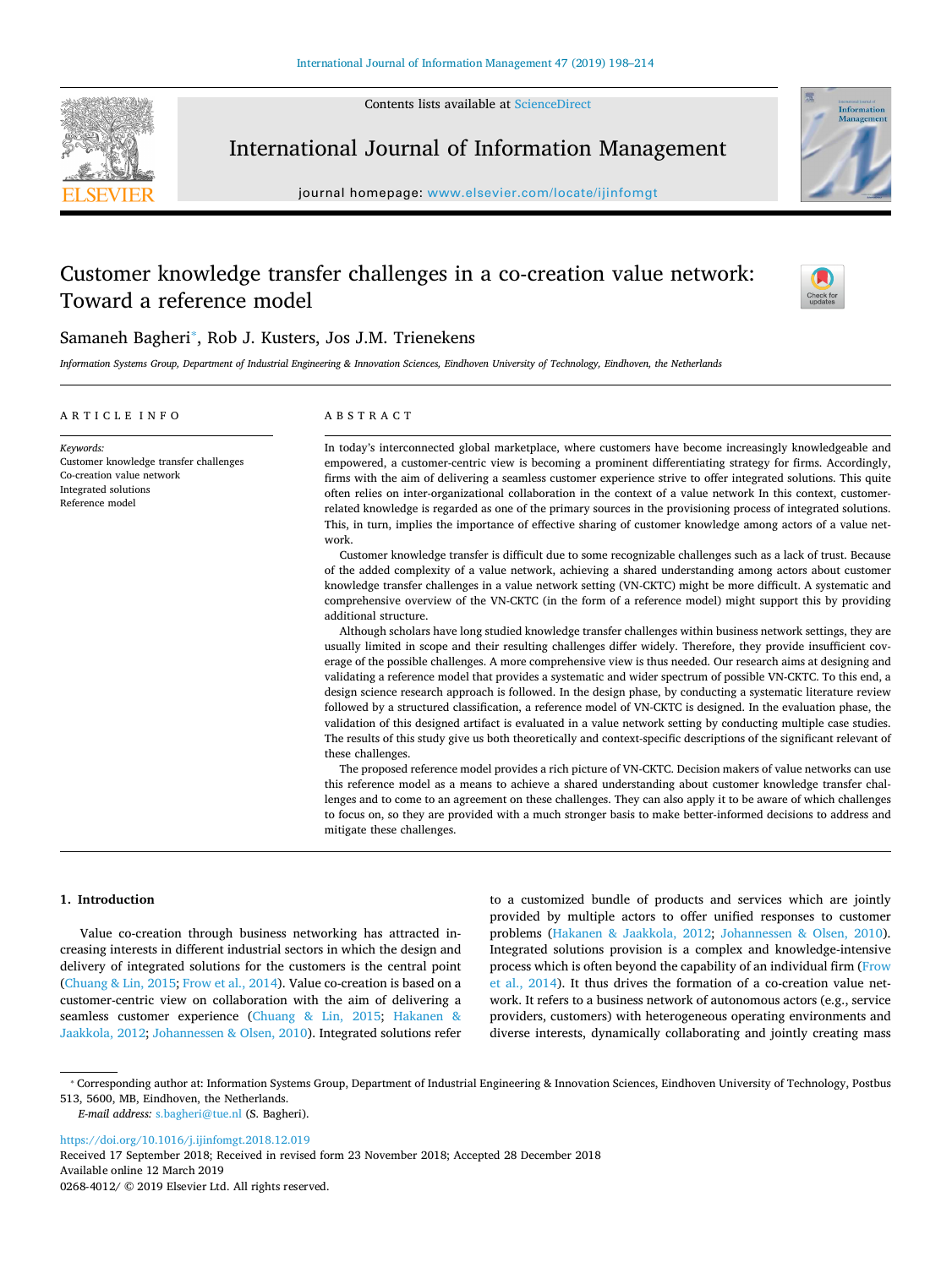# Customer knowledge transfer challenges in a co-creation value network: Toward a reference model

Samaneh Bagheri*, Rob J. Kusters, Jos J.M. Trienekens

*Information Systems Group, Department of Industrial Engineering & Innovation Sciences, Eindhoven University of Technology, Eindhoven, the Netherlands*

## ARTICLE INFO

*Keywords:*
Customer knowledge transfer challenges
Co-creation value network
Integrated solutions
Reference model

## ABSTRACT

In today's interconnected global marketplace, where customers have become increasingly knowledgeable and empowered, a customer-centric view is becoming a prominent differentiating strategy for firms. Accordingly, firms with the aim of delivering a seamless customer experience strive to offer integrated solutions. This quite often relies on inter-organizational collaboration in the context of a value network In this context, customer-related knowledge is regarded as one of the primary sources in the provisioning process of integrated solutions. This, in turn, implies the importance of effective sharing of customer knowledge among actors of a value network.

Customer knowledge transfer is difficult due to some recognizable challenges such as a lack of trust. Because of the added complexity of a value network, achieving a shared understanding among actors about customer knowledge transfer challenges in a value network setting (VN-CKTC) might be more difficult. A systematic and comprehensive overview of the VN-CKTC (in the form of a reference model) might support this by providing additional structure.

Although scholars have long studied knowledge transfer challenges within business network settings, they are usually limited in scope and their resulting challenges differ widely. Therefore, they provide insufficient coverage of the possible challenges. A more comprehensive view is thus needed. Our research aims at designing and validating a reference model that provides a systematic and wider spectrum of possible VN-CKTC. To this end, a design science research approach is followed. In the design phase, by conducting a systematic literature review followed by a structured classification, a reference model of VN-CKTC is designed. In the evaluation phase, the validation of this designed artifact is evaluated in a value network setting by conducting multiple case studies. The results of this study give us both theoretically and context-specific descriptions of the significant relevant of these challenges.

The proposed reference model provides a rich picture of VN-CKTC. Decision makers of value networks can use this reference model as a means to achieve a shared understanding about customer knowledge transfer challenges and to come to an agreement on these challenges. They can also apply it to be aware of which challenges to focus on, so they are provided with a much stronger basis to make better-informed decisions to address and mitigate these challenges.

## 1. Introduction

Value co-creation through business networking has attracted increasing interests in different industrial sectors in which the design and delivery of integrated solutions for the customers is the central point (Chuang & Lin, 2015; Frow et al., 2014). Value co-creation is based on a customer-centric view on collaboration with the aim of delivering a seamless customer experience (Chuang & Lin, 2015; Hakanen & Jaakkola, 2012; Johannessen & Olsen, 2010). Integrated solutions refer to a customized bundle of products and services which are jointly provided by multiple actors to offer unified responses to customer problems (Hakanen & Jaakkola, 2012; Johannessen & Olsen, 2010). Integrated solutions provision is a complex and knowledge-intensive process which is often beyond the capability of an individual firm (Frow et al., 2014). It thus drives the formation of a co-creation value network. It refers to a business network of autonomous actors (e.g., service providers, customers) with heterogeneous operating environments and diverse interests, dynamically collaborating and jointly creating mass

---

* Corresponding author at: Information Systems Group, Department of Industrial Engineering & Innovation Sciences, Eindhoven University of Technology, Postbus 513, 5600, MB, Eindhoven, the Netherlands.
*E-mail address:* s.bagheri@tue.nl (S. Bagheri).

https://doi.org/10.1016/j.ijinfomgt.2018.12.019
Received 17 September 2018; Received in revised form 23 November 2018; Accepted 28 December 2018
Available online 12 March 2019
0268-4012/ © 2019 Elsevier Ltd. All rights reserved.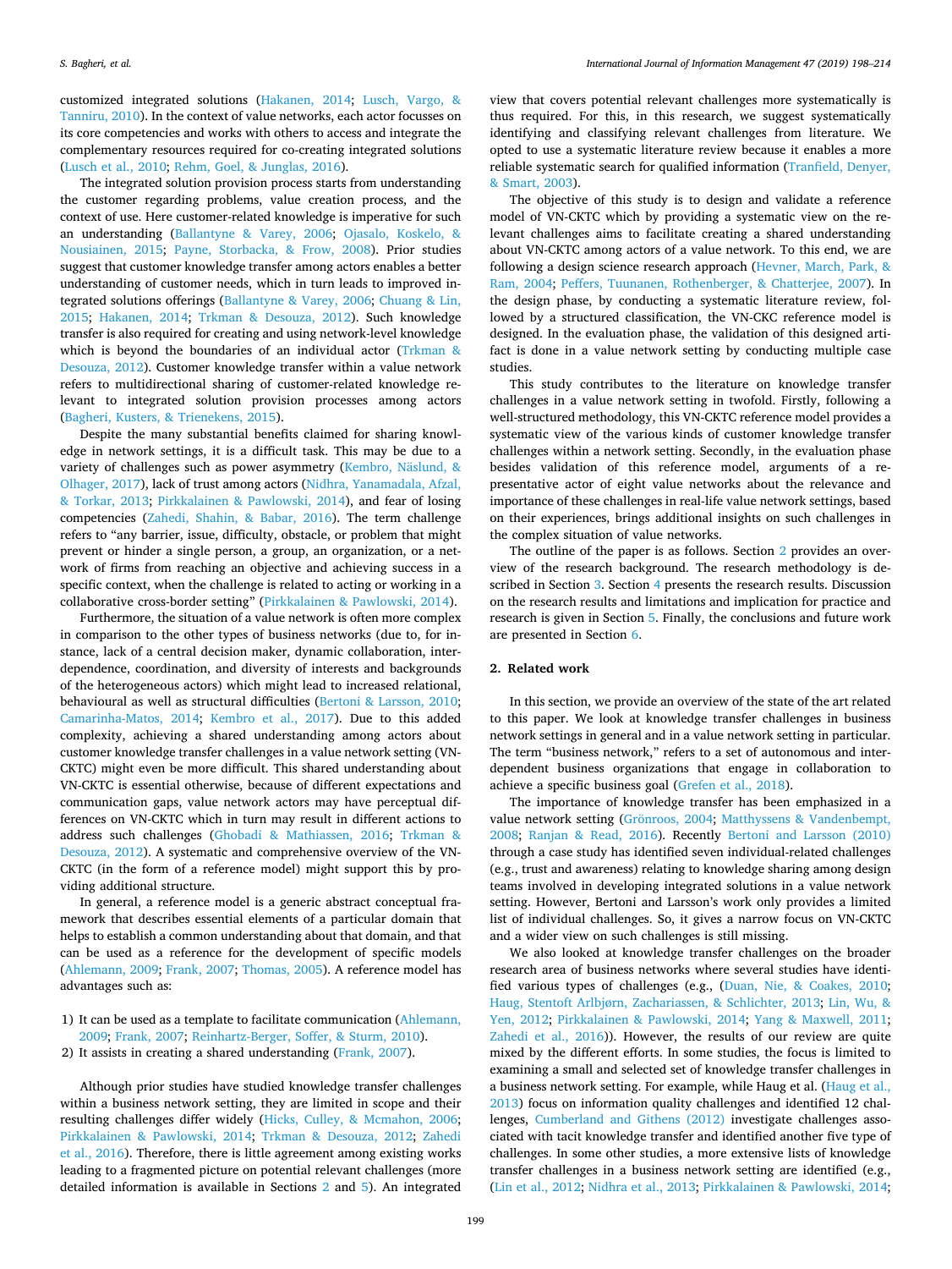customized integrated solutions (Hakanen, 2014; Lusch, Vargo, & Tanniru, 2010). In the context of value networks, each actor focusses on its core competencies and works with others to access and integrate the complementary resources required for co-creating integrated solutions (Lusch et al., 2010; Rehm, Goel, & Junglas, 2016).

The integrated solution provision process starts from understanding the customer regarding problems, value creation process, and the context of use. Here customer-related knowledge is imperative for such an understanding (Ballantyne & Varey, 2006; Ojasalo, Koskelo, & Nousiainen, 2015; Payne, Storbacka, & Frow, 2008). Prior studies suggest that customer knowledge transfer among actors enables a better understanding of customer needs, which in turn leads to improved integrated solutions offerings (Ballantyne & Varey, 2006; Chuang & Lin, 2015; Hakanen, 2014; Trkman & Desouza, 2012). Such knowledge transfer is also required for creating and using network-level knowledge which is beyond the boundaries of an individual actor (Trkman & Desouza, 2012). Customer knowledge transfer within a value network refers to multidirectional sharing of customer-related knowledge relevant to integrated solution provision processes among actors (Bagheri, Kusters, & Trienekens, 2015).

Despite the many substantial benefits claimed for sharing knowledge in network settings, it is a difficult task. This may be due to a variety of challenges such as power asymmetry (Kembro, Näslund, & Olhager, 2017), lack of trust among actors (Nidhra, Yanamadala, Afzal, & Torkar, 2013; Pirkkalainen & Pawlowski, 2014), and fear of losing competencies (Zahedi, Shahin, & Babar, 2016). The term challenge refers to "any barrier, issue, difficulty, obstacle, or problem that might prevent or hinder a single person, a group, an organization, or a network of firms from reaching an objective and achieving success in a specific context, when the challenge is related to acting or working in a collaborative cross-border setting" (Pirkkalainen & Pawlowski, 2014).

Furthermore, the situation of a value network is often more complex in comparison to the other types of business networks (due to, for instance, lack of a central decision maker, dynamic collaboration, interdependence, coordination, and diversity of interests and backgrounds of the heterogeneous actors) which might lead to increased relational, behavioural as well as structural difficulties (Bertoni & Larsson, 2010; Camarinha-Matos, 2014; Kembro et al., 2017). Due to this added complexity, achieving a shared understanding among actors about customer knowledge transfer challenges in a value network setting (VN-CKTC) might even be more difficult. This shared understanding about VN-CKTC is essential otherwise, because of different expectations and communication gaps, value network actors may have perceptual differences on VN-CKTC which in turn may result in different actions to address such challenges (Ghobadi & Mathiassen, 2016; Trkman & Desouza, 2012). A systematic and comprehensive overview of the VN-CKTC (in the form of a reference model) might support this by providing additional structure.

In general, a reference model is a generic abstract conceptual framework that describes essential elements of a particular domain that helps to establish a common understanding about that domain, and that can be used as a reference for the development of specific models (Ahlemann, 2009; Frank, 2007; Thomas, 2005). A reference model has advantages such as:

1) It can be used as a template to facilitate communication (Ahlemann, 2009; Frank, 2007; Reinhartz-Berger, Soffer, & Sturm, 2010).
2) It assists in creating a shared understanding (Frank, 2007).

Although prior studies have studied knowledge transfer challenges within a business network setting, they are limited in scope and their resulting challenges differ widely (Hicks, Culley, & Mcmahon, 2006; Pirkkalainen & Pawlowski, 2014; Trkman & Desouza, 2012; Zahedi et al., 2016). Therefore, there is little agreement among existing works leading to a fragmented picture on potential relevant challenges (more detailed information is available in Sections 2 and 5). An integrated view that covers potential relevant challenges more systematically is thus required. For this, in this research, we suggest systematically identifying and classifying relevant challenges from literature. We opted to use a systematic literature review because it enables a more reliable systematic search for qualified information (Tranfield, Denyer, & Smart, 2003).

The objective of this study is to design and validate a reference model of VN-CKTC which by providing a systematic view on the relevant challenges aims to facilitate creating a shared understanding about VN-CKTC among actors of a value network. To this end, we are following a design science research approach (Hevner, March, Park, & Ram, 2004; Peffers, Tuunanen, Rothenberger, & Chatterjee, 2007). In the design phase, by conducting a systematic literature review, followed by a structured classification, the VN-CKC reference model is designed. In the evaluation phase, the validation of this designed artifact is done in a value network setting by conducting multiple case studies.

This study contributes to the literature on knowledge transfer challenges in a value network setting in twofold. Firstly, following a well-structured methodology, this VN-CKTC reference model provides a systematic view of the various kinds of customer knowledge transfer challenges within a network setting. Secondly, in the evaluation phase besides validation of this reference model, arguments of a representative actor of eight value networks about the relevance and importance of these challenges in real-life value network settings, based on their experiences, brings additional insights on such challenges in the complex situation of value networks.

The outline of the paper is as follows. Section 2 provides an overview of the research background. The research methodology is described in Section 3. Section 4 presents the research results. Discussion on the research results and limitations and implication for practice and research is given in Section 5. Finally, the conclusions and future work are presented in Section 6.

## 2. Related work

In this section, we provide an overview of the state of the art related to this paper. We look at knowledge transfer challenges in business network settings in general and in a value network setting in particular. The term "business network," refers to a set of autonomous and interdependent business organizations that engage in collaboration to achieve a specific business goal (Grefen et al., 2018).

The importance of knowledge transfer has been emphasized in a value network setting (Grönroos, 2004; Matthyssens & Vandenbempt, 2008; Ranjan & Read, 2016). Recently Bertoni and Larsson (2010) through a case study has identified seven individual-related challenges (e.g., trust and awareness) relating to knowledge sharing among design teams involved in developing integrated solutions in a value network setting. However, Bertoni and Larsson's work only provides a limited list of individual challenges. So, it gives a narrow focus on VN-CKTC and a wider view on such challenges is still missing.

We also looked at knowledge transfer challenges on the broader research area of business networks where several studies have identified various types of challenges (e.g., (Duan, Nie, & Coakes, 2010; Haug, Stentoft Arlbjørn, Zachariassen, & Schlichter, 2013; Lin, Wu, & Yen, 2012; Pirkkalainen & Pawlowski, 2014; Yang & Maxwell, 2011; Zahedi et al., 2016)). However, the results of our review are quite mixed by the different efforts. In some studies, the focus is limited to examining a small and selected set of knowledge transfer challenges in a business network setting. For example, while Haug et al. (Haug et al., 2013) focus on information quality challenges and identified 12 challenges, Cumberland and Githens (2012) investigate challenges associated with tacit knowledge transfer and identified another five type of challenges. In some other studies, a more extensive lists of knowledge transfer challenges in a business network setting are identified (e.g., (Lin et al., 2012; Nidhra et al., 2013; Pirkkalainen & Pawlowski, 2014;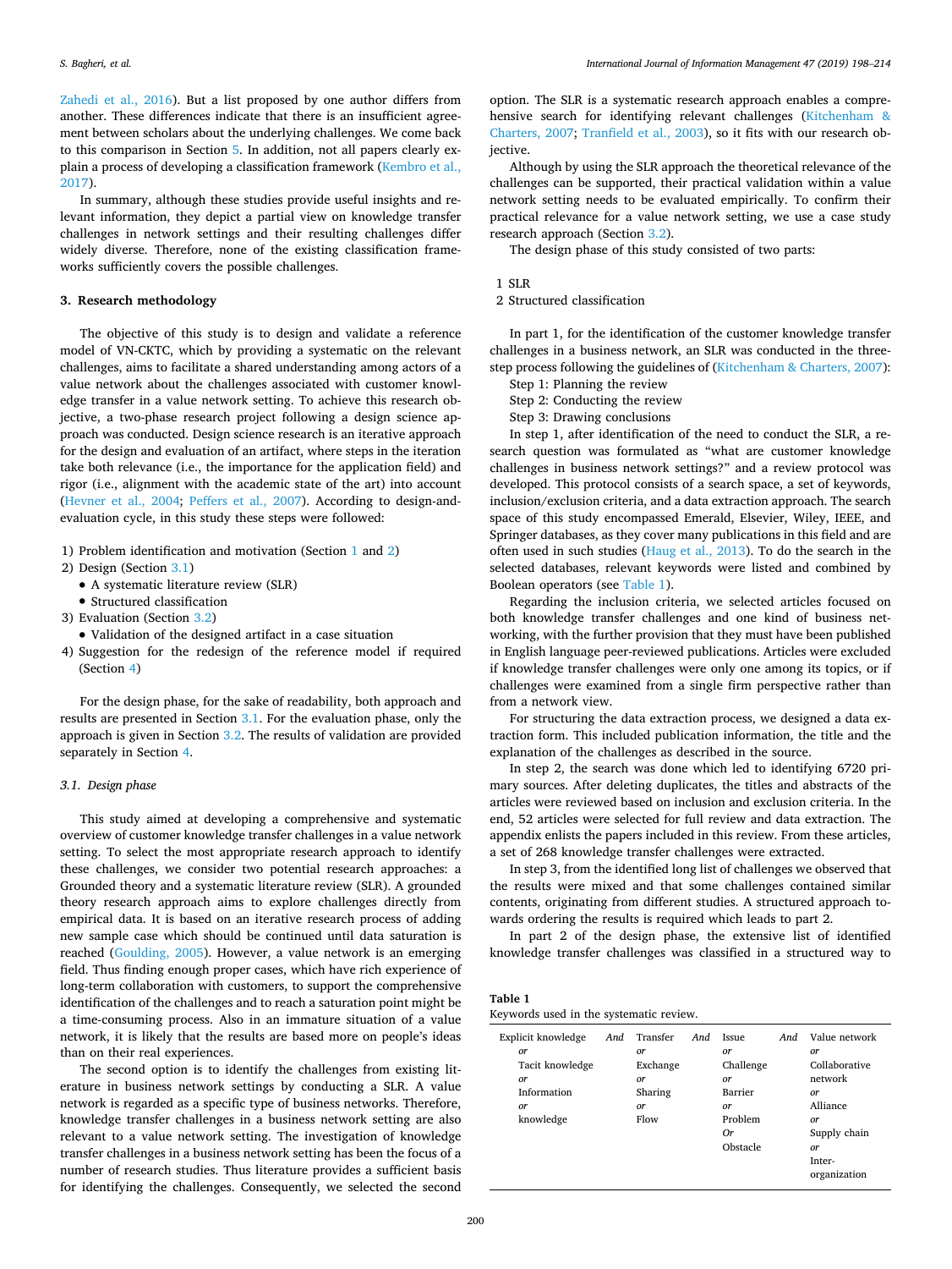Zahedi et al., 2016). But a list proposed by one author differs from another. These differences indicate that there is an insufficient agreement between scholars about the underlying challenges. We come back to this comparison in Section 5. In addition, not all papers clearly explain a process of developing a classification framework (Kembro et al., 2017).

In summary, although these studies provide useful insights and relevant information, they depict a partial view on knowledge transfer challenges in network settings and their resulting challenges differ widely diverse. Therefore, none of the existing classification frameworks sufficiently covers the possible challenges.

## 3. Research methodology

The objective of this study is to design and validate a reference model of VN-CKTC, which by providing a systematic on the relevant challenges, aims to facilitate a shared understanding among actors of a value network about the challenges associated with customer knowledge transfer in a value network setting. To achieve this research objective, a two-phase research project following a design science approach was conducted. Design science research is an iterative approach for the design and evaluation of an artifact, where steps in the iteration take both relevance (i.e., the importance for the application field) and rigor (i.e., alignment with the academic state of the art) into account (Hevner et al., 2004; Peffers et al., 2007). According to design-and-evaluation cycle, in this study these steps were followed:

1) Problem identification and motivation (Section 1 and 2)
2) Design (Section 3.1)
   - A systematic literature review (SLR)
   - Structured classification
3) Evaluation (Section 3.2)
   - Validation of the designed artifact in a case situation
4) Suggestion for the redesign of the reference model if required (Section 4)

For the design phase, for the sake of readability, both approach and results are presented in Section 3.1. For the evaluation phase, only the approach is given in Section 3.2. The results of validation are provided separately in Section 4.

### 3.1. Design phase

This study aimed at developing a comprehensive and systematic overview of customer knowledge transfer challenges in a value network setting. To select the most appropriate research approach to identify these challenges, we consider two potential research approaches: a Grounded theory and a systematic literature review (SLR). A grounded theory research approach aims to explore challenges directly from empirical data. It is based on an iterative research process of adding new sample case which should be continued until data saturation is reached (Goulding, 2005). However, a value network is an emerging field. Thus finding enough proper cases, which have rich experience of long-term collaboration with customers, to support the comprehensive identification of the challenges and to reach a saturation point might be a time-consuming process. Also in an immature situation of a value network, it is likely that the results are based more on people's ideas than on their real experiences.

The second option is to identify the challenges from existing literature in business network settings by conducting a SLR. A value network is regarded as a specific type of business networks. Therefore, knowledge transfer challenges in a business network setting are also relevant to a value network setting. The investigation of knowledge transfer challenges in a business network setting has been the focus of a number of research studies. Thus literature provides a sufficient basis for identifying the challenges. Consequently, we selected the second option. The SLR is a systematic research approach enables a comprehensive search for identifying relevant challenges (Kitchenham & Charters, 2007; Tranfield et al., 2003), so it fits with our research objective.

Although by using the SLR approach the theoretical relevance of the challenges can be supported, their practical validation within a value network setting needs to be evaluated empirically. To confirm their practical relevance for a value network setting, we use a case study research approach (Section 3.2).

The design phase of this study consisted of two parts:

1 SLR
2 Structured classification

In part 1, for the identification of the customer knowledge transfer challenges in a business network, an SLR was conducted in the three-step process following the guidelines of (Kitchenham & Charters, 2007):

Step 1: Planning the review
Step 2: Conducting the review
Step 3: Drawing conclusions

In step 1, after identification of the need to conduct the SLR, a research question was formulated as "what are customer knowledge challenges in business network settings?" and a review protocol was developed. This protocol consists of a search space, a set of keywords, inclusion/exclusion criteria, and a data extraction approach. The search space of this study encompassed Emerald, Elsevier, Wiley, IEEE, and Springer databases, as they cover many publications in this field and are often used in such studies (Haug et al., 2013). To do the search in the selected databases, relevant keywords were listed and combined by Boolean operators (see Table 1).

Regarding the inclusion criteria, we selected articles focused on both knowledge transfer challenges and one kind of business networking, with the further provision that they must have been published in English language peer-reviewed publications. Articles were excluded if knowledge transfer challenges were only one among its topics, or if challenges were examined from a single firm perspective rather than from a network view.

For structuring the data extraction process, we designed a data extraction form. This included publication information, the title and the explanation of the challenges as described in the source.

In step 2, the search was done which led to identifying 6720 primary sources. After deleting duplicates, the titles and abstracts of the articles were reviewed based on inclusion and exclusion criteria. In the end, 52 articles were selected for full review and data extraction. The appendix enlists the papers included in this review. From these articles, a set of 268 knowledge transfer challenges were extracted.

In step 3, from the identified long list of challenges we observed that the results were mixed and that some challenges contained similar contents, originating from different studies. A structured approach towards ordering the results is required which leads to part 2.

In part 2 of the design phase, the extensive list of identified knowledge transfer challenges was classified in a structured way to

**Table 1**
Keywords used in the systematic review.

| Explicit knowledge | *And* | Transfer | *And* | Issue | *And* | Value network |
|---|---|---|---|---|---|---|
| *or* | | *or* | | *or* | | *or* |
| Tacit knowledge | | Exchange | | Challenge | | Collaborative network |
| *or* | | *or* | | *or* | | *or* |
| Information | | Sharing | | Barrier | | Alliance |
| *or* | | *or* | | *or* | | *or* |
| knowledge | | Flow | | Problem | | Supply chain |
| | | | | *Or* | | *or* |
| | | | | Obstacle | | Inter-organization |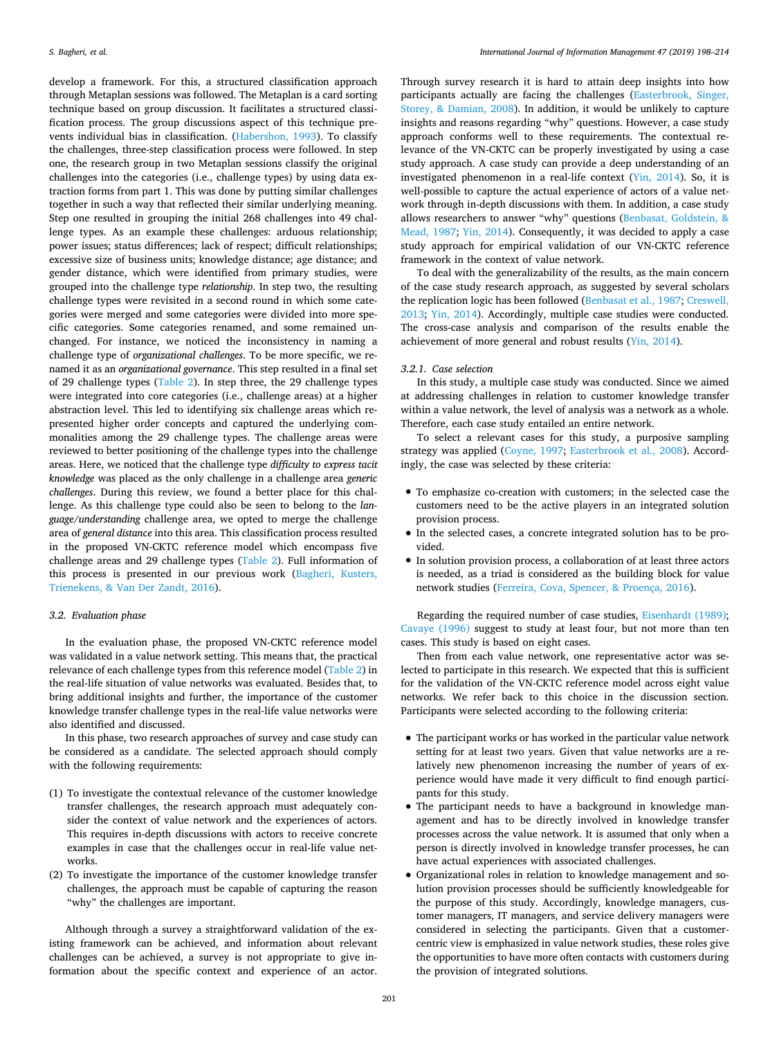develop a framework. For this, a structured classification approach through Metaplan sessions was followed. The Metaplan is a card sorting technique based on group discussion. It facilitates a structured classification process. The group discussions aspect of this technique prevents individual bias in classification. (Habershon, 1993). To classify the challenges, three-step classification process were followed. In step one, the research group in two Metaplan sessions classify the original challenges into the categories (i.e., challenge types) by using data extraction forms from part 1. This was done by putting similar challenges together in such a way that reflected their similar underlying meaning. Step one resulted in grouping the initial 268 challenges into 49 challenge types. As an example these challenges: arduous relationship; power issues; status differences; lack of respect; difficult relationships; excessive size of business units; knowledge distance; age distance; and gender distance, which were identified from primary studies, were grouped into the challenge type *relationship*. In step two, the resulting challenge types were revisited in a second round in which some categories were merged and some categories were divided into more specific categories. Some categories renamed, and some remained unchanged. For instance, we noticed the inconsistency in naming a challenge type of *organizational challenges*. To be more specific, we renamed it as an *organizational governance*. This step resulted in a final set of 29 challenge types (Table 2). In step three, the 29 challenge types were integrated into core categories (i.e., challenge areas) at a higher abstraction level. This led to identifying six challenge areas which represented higher order concepts and captured the underlying commonalities among the 29 challenge types. The challenge areas were reviewed to better positioning of the challenge types into the challenge areas. Here, we noticed that the challenge type *difficulty to express tacit knowledge* was placed as the only challenge in a challenge area *generic challenges*. During this review, we found a better place for this challenge. As this challenge type could also be seen to belong to the *language/understanding* challenge area, we opted to merge the challenge area of *general distance* into this area. This classification process resulted in the proposed VN-CKTC reference model which encompass five challenge areas and 29 challenge types (Table 2). Full information of this process is presented in our previous work (Bagheri, Kusters, Trienekens, & Van Der Zandt, 2016).

### 3.2. Evaluation phase

In the evaluation phase, the proposed VN-CKTC reference model was validated in a value network setting. This means that, the practical relevance of each challenge types from this reference model (Table 2) in the real-life situation of value networks was evaluated. Besides that, to bring additional insights and further, the importance of the customer knowledge transfer challenge types in the real-life value networks were also identified and discussed.

In this phase, two research approaches of survey and case study can be considered as a candidate. The selected approach should comply with the following requirements:

(1) To investigate the contextual relevance of the customer knowledge transfer challenges, the research approach must adequately consider the context of value network and the experiences of actors. This requires in-depth discussions with actors to receive concrete examples in case that the challenges occur in real-life value networks.
(2) To investigate the importance of the customer knowledge transfer challenges, the approach must be capable of capturing the reason "why" the challenges are important.

Although through a survey a straightforward validation of the existing framework can be achieved, and information about relevant challenges can be achieved, a survey is not appropriate to give information about the specific context and experience of an actor. Through survey research it is hard to attain deep insights into how participants actually are facing the challenges (Easterbrook, Singer, Storey, & Damian, 2008). In addition, it would be unlikely to capture insights and reasons regarding "why" questions. However, a case study approach conforms well to these requirements. The contextual relevance of the VN-CKTC can be properly investigated by using a case study approach. A case study can provide a deep understanding of an investigated phenomenon in a real-life context (Yin, 2014). So, it is well-possible to capture the actual experience of actors of a value network through in-depth discussions with them. In addition, a case study allows researchers to answer "why" questions (Benbasat, Goldstein, & Mead, 1987; Yin, 2014). Consequently, it was decided to apply a case study approach for empirical validation of our VN-CKTC reference framework in the context of value network.

To deal with the generalizability of the results, as the main concern of the case study research approach, as suggested by several scholars the replication logic has been followed (Benbasat et al., 1987; Creswell, 2013; Yin, 2014). Accordingly, multiple case studies were conducted. The cross-case analysis and comparison of the results enable the achievement of more general and robust results (Yin, 2014).

#### 3.2.1. Case selection

In this study, a multiple case study was conducted. Since we aimed at addressing challenges in relation to customer knowledge transfer within a value network, the level of analysis was a network as a whole. Therefore, each case study entailed an entire network.

To select a relevant cases for this study, a purposive sampling strategy was applied (Coyne, 1997; Easterbrook et al., 2008). Accordingly, the case was selected by these criteria:

- To emphasize co-creation with customers; in the selected case the customers need to be the active players in an integrated solution provision process.
- In the selected cases, a concrete integrated solution has to be provided.
- In solution provision process, a collaboration of at least three actors is needed, as a triad is considered as the building block for value network studies (Ferreira, Cova, Spencer, & Proença, 2016).

Regarding the required number of case studies, Eisenhardt (1989); Cavaye (1996) suggest to study at least four, but not more than ten cases. This study is based on eight cases.

Then from each value network, one representative actor was selected to participate in this research. We expected that this is sufficient for the validation of the VN-CKTC reference model across eight value networks. We refer back to this choice in the discussion section. Participants were selected according to the following criteria:

- The participant works or has worked in the particular value network setting for at least two years. Given that value networks are a relatively new phenomenon increasing the number of years of experience would have made it very difficult to find enough participants for this study.
- The participant needs to have a background in knowledge management and has to be directly involved in knowledge transfer processes across the value network. It is assumed that only when a person is directly involved in knowledge transfer processes, he can have actual experiences with associated challenges.
- Organizational roles in relation to knowledge management and solution provision processes should be sufficiently knowledgeable for the purpose of this study. Accordingly, knowledge managers, customer managers, IT managers, and service delivery managers were considered in selecting the participants. Given that a customer-centric view is emphasized in value network studies, these roles give the opportunities to have more often contacts with customers during the provision of integrated solutions.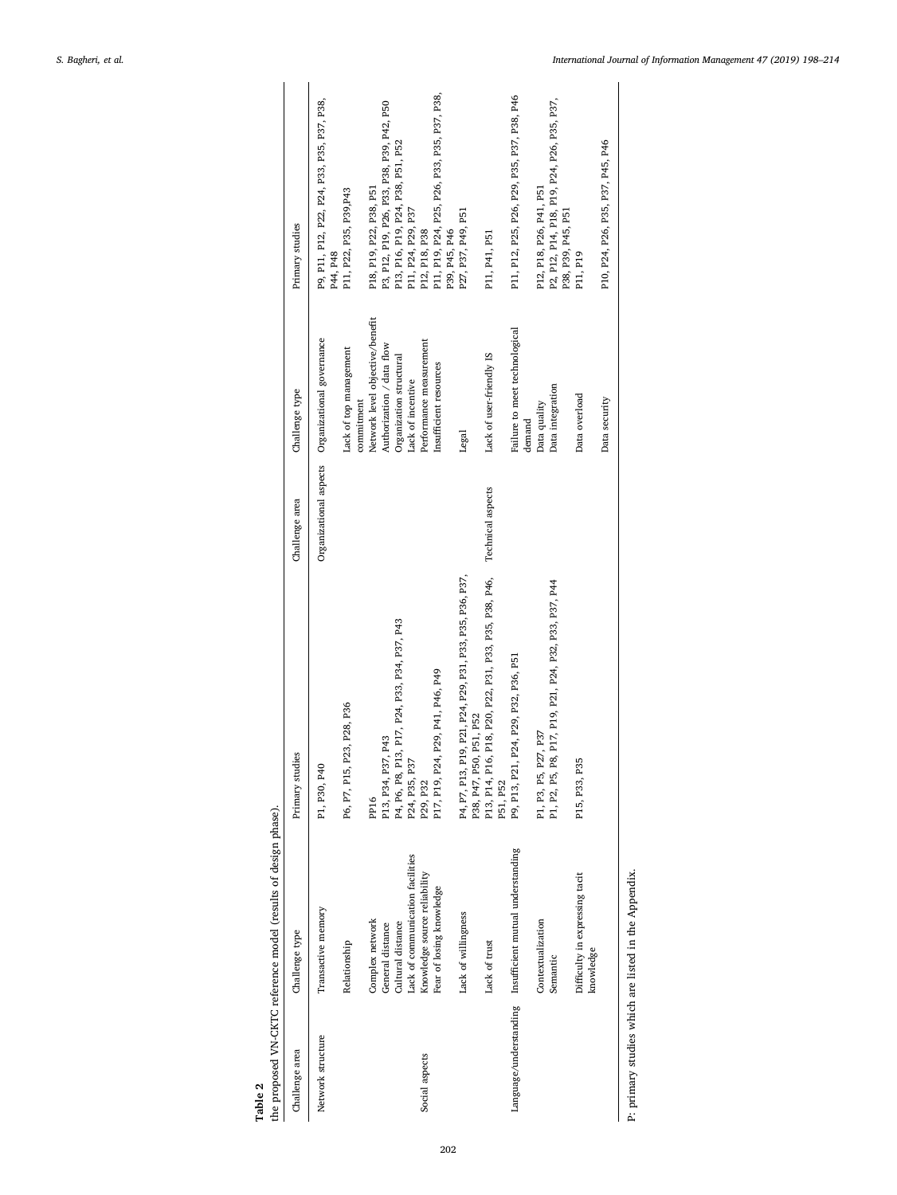**Table 2**
the proposed VN-CKTC reference model (results of design phase).

| Challenge area | Challenge type | Primary studies | Challenge area | Challenge type | Primary studies |
|---|---|---|---|---|---|
| Network structure | Transactive memory | P1, P30, P40 | Organizational aspects | Organizational governance | P9, P11, P12, P22, P24, P33, P35, P37, P38, P44, P48 |
| | Relationship | P6, P7, P15, P23, P28, P36 | | Lack of top management commitment | P11, P22, P35, P39,P43 |
| | Complex network | PP16 | | Network level objective/benefit | P18, P19, P22, P38, P51 |
| | General distance | P13, P34, P37, P43 | | Authorization / data flow | P3, P12, P19, P26, P33, P38, P39, P42, P50 |
| | Cultural distance | P4, P6, P8, P13, P17, P24, P33, P34, P37, P43 | | Organization structural | P13, P16, P19, P24, P38, P51, P52 |
| | Lack of communication facilities | P24, P35, P37 | | Lack of incentive | P11, P24, P29, P37 |
| Social aspects | Knowledge source reliability | P29, P32 | | Performance measurement | P12, P18, P38 |
| | Fear of losing knowledge | P17, P19, P24, P29, P41, P46, P49 | | Insufficient resources | P11, P19, P24, P25, P26, P33, P35, P37, P38, P39, P45, P46 |
| | Lack of willingness | P4, P7, P13, P19, P21, P24, P29, P31, P33, P35, P36, P37, P38, P47, P50, P51, P52 | | Legal | P27, P37, P49, P51 |
| | Lack of trust | P13, P14, P16, P18, P20, P22, P31, P33, P35, P38, P46, P51, P52 | Technical aspects | Lack of user-friendly IS | P11, P41, P51 |
| Language/understanding | Insufficient mutual understanding | P9, P13, P21, P24, P29, P32, P36, P51 | | Failure to meet technological demand | P11, P12, P25, P26, P29, P35, P37, P38, P46 |
| | Contextualization | P1, P3, P5, P27, P37 | | Data quality | P12, P18, P26, P41, P51 |
| | Semantic | P1, P2, P5, P8, P17, P19, P21, P24, P32, P33, P37, P44 | | Data integration | P2, P12, P14, P18, P19, P24, P26, P35, P37, P38, P39, P45, P51 |
| | Difficulty in expressing tacit knowledge | P15, P33, P35 | | Data overload | P11, P19 |
| | | | | Data security | P10, P24, P26, P35, P37, P45, P46 |

P: primary studies which are listed in the Appendix.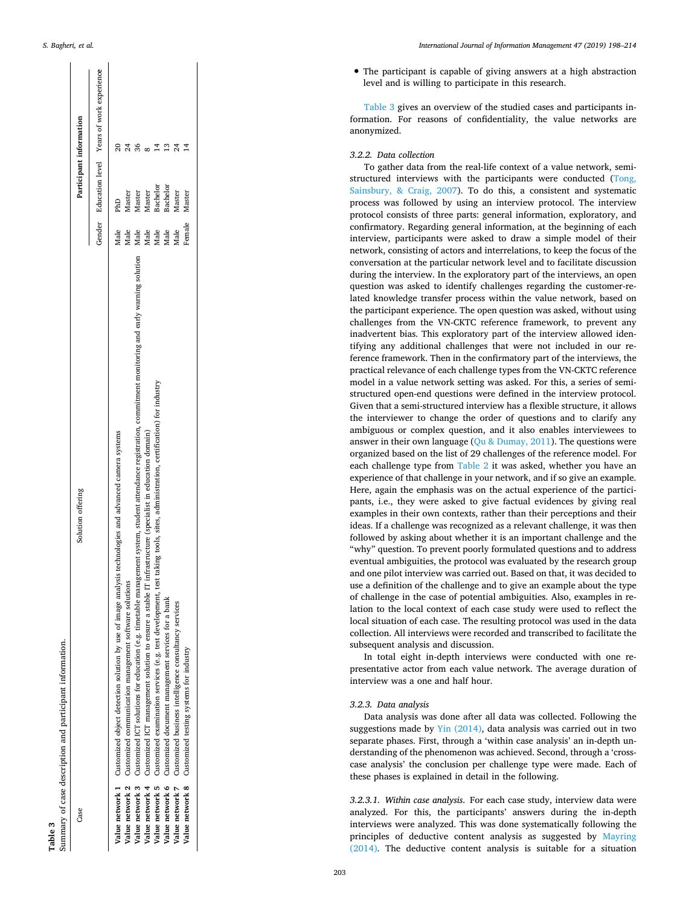**Table 3**
Summary of case description and participant information.

| Case | Solution offering | Participant information | | |
|---|---|---|---|---|
| | | Gender | Education level | Years of work experience |
| **Value network 1** | Customized object detection solution by use of image analysis technologies and advanced camera systems | Male | PhD | 20 |
| **Value network 2** | Customized communication management software solutions | Male | Master | 24 |
| **Value network 3** | Customized ICT solutions for education (e.g. timetable management system, student attendance registration, commitment monitoring and early warning solution | Male | Master | 36 |
| **Value network 4** | Customized ICT management solution to ensure a stable IT infrastructure (specialist in education domain) | Male | Master | 8 |
| **Value network 5** | Customized examination services (e.g. test development, test taking tools, sites, administration, certification) for industry | Male | Bachelor | 14 |
| **Value network 6** | Customized document management services for a bank | Male | Bachelor | 13 |
| **Value network 7** | Customized business intelligence consultancy services | Male | Master | 24 |
| **Value network 8** | Customized testing systems for industry | Female | Master | 14 |

- The participant is capable of giving answers at a high abstraction level and is willing to participate in this research.

Table 3 gives an overview of the studied cases and participants information. For reasons of confidentiality, the value networks are anonymized.

#### 3.2.2. Data collection

To gather data from the real-life context of a value network, semi-structured interviews with the participants were conducted (Tong, Sainsbury, & Craig, 2007). To do this, a consistent and systematic process was followed by using an interview protocol. The interview protocol consists of three parts: general information, exploratory, and confirmatory. Regarding general information, at the beginning of each interview, participants were asked to draw a simple model of their network, consisting of actors and interrelations, to keep the focus of the conversation at the particular network level and to facilitate discussion during the interview. In the exploratory part of the interviews, an open question was asked to identify challenges regarding the customer-related knowledge transfer process within the value network, based on the participant experience. The open question was asked, without using challenges from the VN-CKTC reference framework, to prevent any inadvertent bias. This exploratory part of the interview allowed identifying any additional challenges that were not included in our reference framework. Then in the confirmatory part of the interviews, the practical relevance of each challenge types from the VN-CKTC reference model in a value network setting was asked. For this, a series of semi-structured open-end questions were defined in the interview protocol. Given that a semi-structured interview has a flexible structure, it allows the interviewer to change the order of questions and to clarify any ambiguous or complex question, and it also enables interviewees to answer in their own language (Qu & Dumay, 2011). The questions were organized based on the list of 29 challenges of the reference model. For each challenge type from Table 2 it was asked, whether you have an experience of that challenge in your network, and if so give an example. Here, again the emphasis was on the actual experience of the participants, i.e., they were asked to give factual evidences by giving real examples in their own contexts, rather than their perceptions and their ideas. If a challenge was recognized as a relevant challenge, it was then followed by asking about whether it is an important challenge and the "why" question. To prevent poorly formulated questions and to address eventual ambiguities, the protocol was evaluated by the research group and one pilot interview was carried out. Based on that, it was decided to use a definition of the challenge and to give an example about the type of challenge in the case of potential ambiguities. Also, examples in relation to the local context of each case study were used to reflect the local situation of each case. The resulting protocol was used in the data collection. All interviews were recorded and transcribed to facilitate the subsequent analysis and discussion.

In total eight in-depth interviews were conducted with one representative actor from each value network. The average duration of interview was a one and half hour.

#### 3.2.3. Data analysis

Data analysis was done after all data was collected. Following the suggestions made by Yin (2014), data analysis was carried out in two separate phases. First, through a 'within case analysis' an in-depth understanding of the phenomenon was achieved. Second, through a 'cross-case analysis' the conclusion per challenge type were made. Each of these phases is explained in detail in the following.

*3.2.3.1. Within case analysis.* For each case study, interview data were analyzed. For this, the participants' answers during the in-depth interviews were analyzed. This was done systematically following the principles of deductive content analysis as suggested by Mayring (2014). The deductive content analysis is suitable for a situation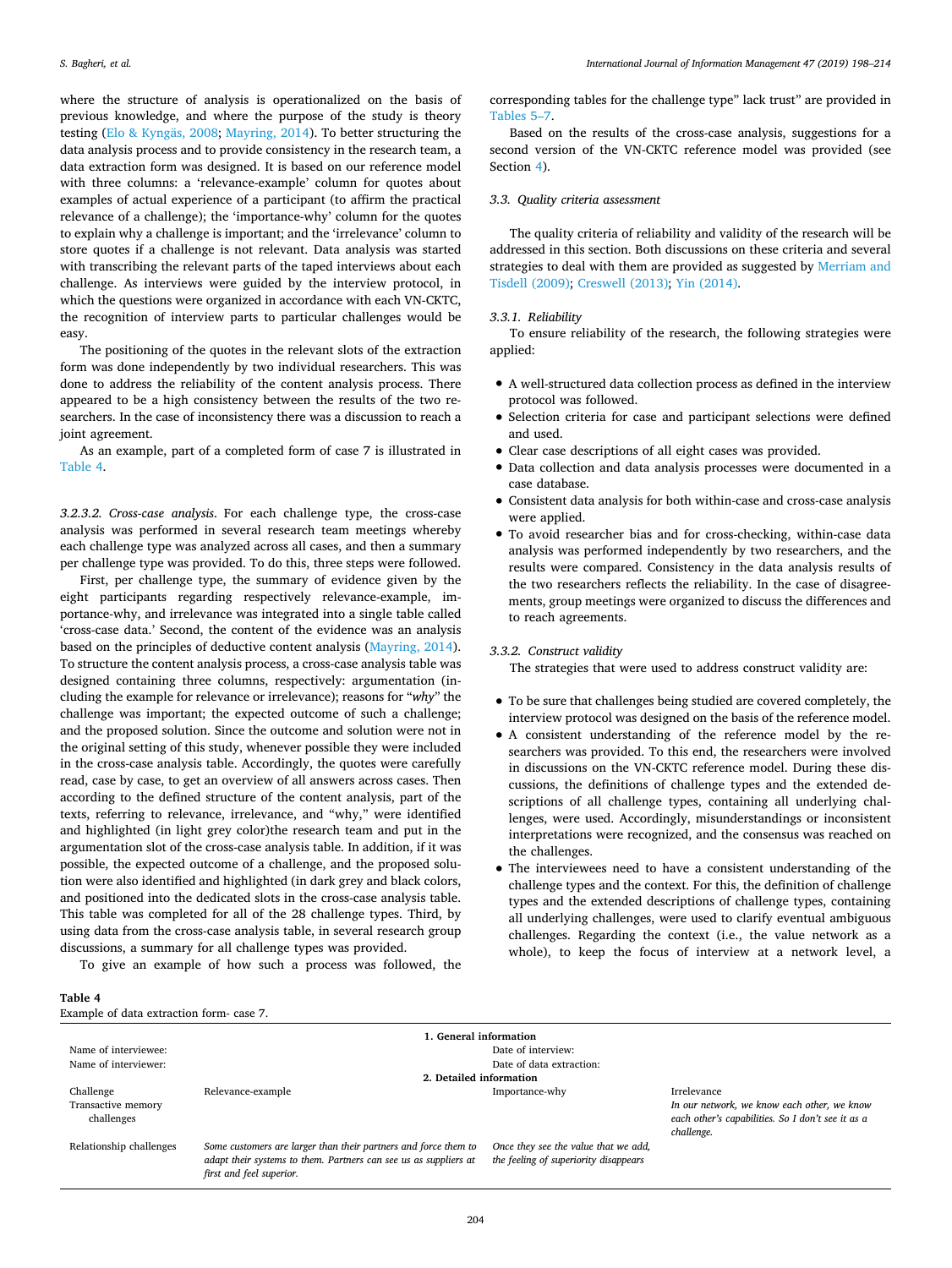where the structure of analysis is operationalized on the basis of previous knowledge, and where the purpose of the study is theory testing (Elo & Kyngäs, 2008; Mayring, 2014). To better structuring the data analysis process and to provide consistency in the research team, a data extraction form was designed. It is based on our reference model with three columns: a 'relevance-example' column for quotes about examples of actual experience of a participant (to affirm the practical relevance of a challenge); the 'importance-why' column for the quotes to explain why a challenge is important; and the 'irrelevance' column to store quotes if a challenge is not relevant. Data analysis was started with transcribing the relevant parts of the taped interviews about each challenge. As interviews were guided by the interview protocol, in which the questions were organized in accordance with each VN-CKTC, the recognition of interview parts to particular challenges would be easy.

The positioning of the quotes in the relevant slots of the extraction form was done independently by two individual researchers. This was done to address the reliability of the content analysis process. There appeared to be a high consistency between the results of the two researchers. In the case of inconsistency there was a discussion to reach a joint agreement.

As an example, part of a completed form of case 7 is illustrated in Table 4.

*3.2.3.2. Cross-case analysis*. For each challenge type, the cross-case analysis was performed in several research team meetings whereby each challenge type was analyzed across all cases, and then a summary per challenge type was provided. To do this, three steps were followed.

First, per challenge type, the summary of evidence given by the eight participants regarding respectively relevance-example, importance-why, and irrelevance was integrated into a single table called 'cross-case data.' Second, the content of the evidence was an analysis based on the principles of deductive content analysis (Mayring, 2014). To structure the content analysis process, a cross-case analysis table was designed containing three columns, respectively: argumentation (including the example for relevance or irrelevance); reasons for "*why*" the challenge was important; the expected outcome of such a challenge; and the proposed solution. Since the outcome and solution were not in the original setting of this study, whenever possible they were included in the cross-case analysis table. Accordingly, the quotes were carefully read, case by case, to get an overview of all answers across cases. Then according to the defined structure of the content analysis, part of the texts, referring to relevance, irrelevance, and "why," were identified and highlighted (in light grey color)the research team and put in the argumentation slot of the cross-case analysis table. In addition, if it was possible, the expected outcome of a challenge, and the proposed solution were also identified and highlighted (in dark grey and black colors, and positioned into the dedicated slots in the cross-case analysis table. This table was completed for all of the 28 challenge types. Third, by using data from the cross-case analysis table, in several research group discussions, a summary for all challenge types was provided.

To give an example of how such a process was followed, the corresponding tables for the challenge type" lack trust" are provided in Tables 5–7.

Based on the results of the cross-case analysis, suggestions for a second version of the VN-CKTC reference model was provided (see Section 4).

### 3.3. Quality criteria assessment

The quality criteria of reliability and validity of the research will be addressed in this section. Both discussions on these criteria and several strategies to deal with them are provided as suggested by Merriam and Tisdell (2009); Creswell (2013); Yin (2014).

#### 3.3.1. Reliability

To ensure reliability of the research, the following strategies were applied:

- A well-structured data collection process as defined in the interview protocol was followed.
- Selection criteria for case and participant selections were defined and used.
- Clear case descriptions of all eight cases was provided.
- Data collection and data analysis processes were documented in a case database.
- Consistent data analysis for both within-case and cross-case analysis were applied.
- To avoid researcher bias and for cross-checking, within-case data analysis was performed independently by two researchers, and the results were compared. Consistency in the data analysis results of the two researchers reflects the reliability. In the case of disagreements, group meetings were organized to discuss the differences and to reach agreements.

#### 3.3.2. Construct validity

The strategies that were used to address construct validity are:

- To be sure that challenges being studied are covered completely, the interview protocol was designed on the basis of the reference model.
- A consistent understanding of the reference model by the researchers was provided. To this end, the researchers were involved in discussions on the VN-CKTC reference model. During these discussions, the definitions of challenge types and the extended descriptions of all challenge types, containing all underlying challenges, were used. Accordingly, misunderstandings or inconsistent interpretations were recognized, and the consensus was reached on the challenges.
- The interviewees need to have a consistent understanding of the challenge types and the context. For this, the definition of challenge types and the extended descriptions of challenge types, containing all underlying challenges, were used to clarify eventual ambiguous challenges. Regarding the context (i.e., the value network as a whole), to keep the focus of interview at a network level, a

**Table 4**
Example of data extraction form- case 7.

| **1. General information** | | | |
|---|---|---|---|
| Name of interviewee: | | Date of interview: | |
| Name of interviewer: | | Date of data extraction: | |
| **2. Detailed information** | | | |
| Challenge | Relevance-example | Importance-why | Irrelevance |
| Transactive memory challenges | | | *In our network, we know each other, we know each other's capabilities. So I don't see it as a challenge.* |
| Relationship challenges | *Some customers are larger than their partners and force them to adapt their systems to them. Partners can see us as suppliers at first and feel superior.* | *Once they see the value that we add, the feeling of superiority disappears* | |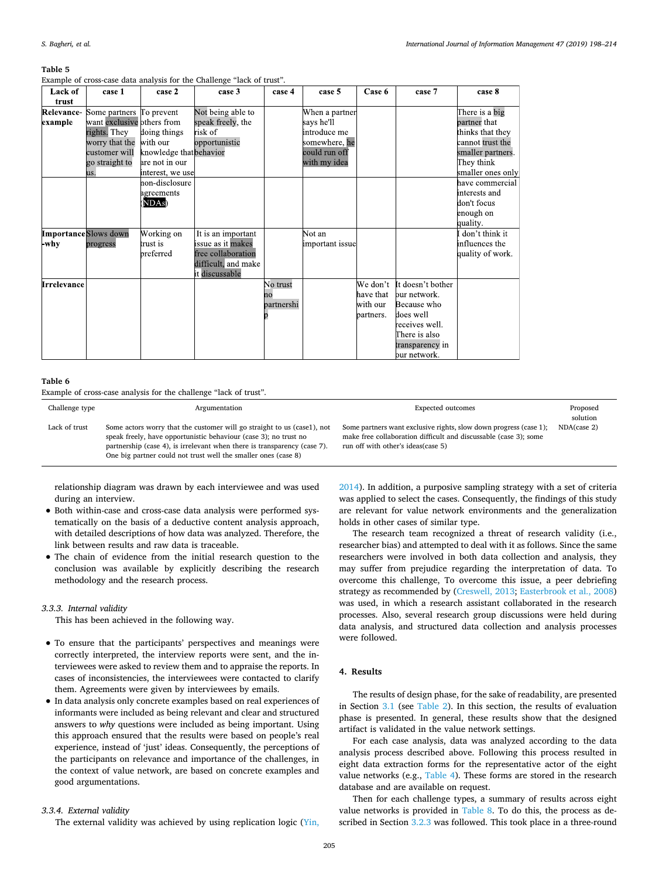**Table 5**
Example of cross-case data analysis for the Challenge "lack of trust".

| Lack of trust | case 1 | case 2 | case 3 | case 4 | case 5 | Case 6 | case 7 | case 8 |
|---|---|---|---|---|---|---|---|---|
| Relevance-example | Some partners want exclusive rights. They worry that the customer will go straight to us. | To prevent others from doing things with our knowledge that are not in our interest, we use non-disclosure agreements (NDAs) | Not being able to speak freely, the risk of opportunistic behavior | | When a partner says he'll introduce me somewhere, he could run off with my idea | | | There is a big partner that thinks that they cannot trust the smaller partners. They think smaller ones only have commercial interests and don't focus enough on quality. |
| Importance-why | Slows down progress | Working on trust is preferred | It is an important issue as it makes free collaboration difficult, and make it discussable | | Not an important issue | | | I don't think it influences the quality of work. |
| Irrelevance | | | | No trust no partnership | | We don't have that with our partners. | It doesn't bother our network. Because who does well receives well. There is also transparency in our network. | |

**Table 6**
Example of cross-case analysis for the challenge "lack of trust".

| Challenge type | Argumentation | Expected outcomes | Proposed solution |
|---|---|---|---|
| Lack of trust | Some actors worry that the customer will go straight to us (case1), not speak freely, have opportunistic behaviour (case 3); no trust no partnership (case 4), is irrelevant when there is transparency (case 7). One big partner could not trust well the smaller ones (case 8) | Some partners want exclusive rights, slow down progress (case 1); make free collaboration difficult and discussable (case 3); some run off with other's ideas(case 5) | NDA(case 2) |

relationship diagram was drawn by each interviewee and was used during an interview.

- Both within-case and cross-case data analysis were performed systematically on the basis of a deductive content analysis approach, with detailed descriptions of how data was analyzed. Therefore, the link between results and raw data is traceable.
- The chain of evidence from the initial research question to the conclusion was available by explicitly describing the research methodology and the research process.

#### 3.3.3. Internal validity

This has been achieved in the following way.

- To ensure that the participants' perspectives and meanings were correctly interpreted, the interview reports were sent, and the interviewees were asked to review them and to appraise the reports. In cases of inconsistencies, the interviewees were contacted to clarify them. Agreements were given by interviewees by emails.
- In data analysis only concrete examples based on real experiences of informants were included as being relevant and clear and structured answers to *why* questions were included as being important. Using this approach ensured that the results were based on people's real experience, instead of 'just' ideas. Consequently, the perceptions of the participants on relevance and importance of the challenges, in the context of value network, are based on concrete examples and good argumentations.

#### 3.3.4. External validity

The external validity was achieved by using replication logic (Yin, 2014). In addition, a purposive sampling strategy with a set of criteria was applied to select the cases. Consequently, the findings of this study are relevant for value network environments and the generalization holds in other cases of similar type.

The research team recognized a threat of research validity (i.e., researcher bias) and attempted to deal with it as follows. Since the same researchers were involved in both data collection and analysis, they may suffer from prejudice regarding the interpretation of data. To overcome this challenge, To overcome this issue, a peer debriefing strategy as recommended by (Creswell, 2013; Easterbrook et al., 2008) was used, in which a research assistant collaborated in the research processes. Also, several research group discussions were held during data analysis, and structured data collection and analysis processes were followed.

## 4. Results

The results of design phase, for the sake of readability, are presented in Section 3.1 (see Table 2). In this section, the results of evaluation phase is presented. In general, these results show that the designed artifact is validated in the value network settings.

For each case analysis, data was analyzed according to the data analysis process described above. Following this process resulted in eight data extraction forms for the representative actor of the eight value networks (e.g., Table 4). These forms are stored in the research database and are available on request.

Then for each challenge types, a summary of results across eight value networks is provided in Table 8. To do this, the process as described in Section 3.2.3 was followed. This took place in a three-round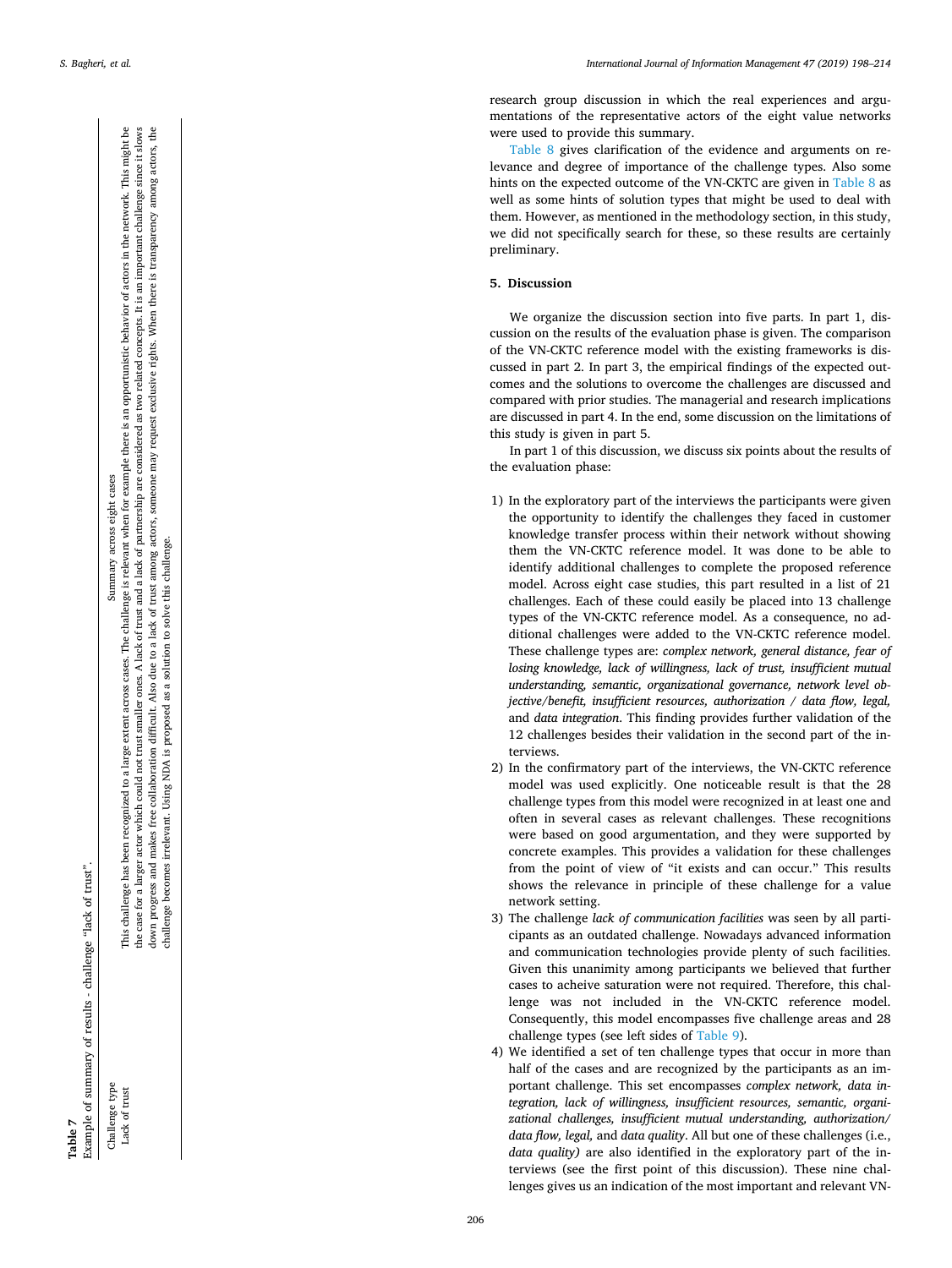**Table 7**
Example of summary of results - challenge "lack of trust".

| Challenge type | Summary across eight cases |
| --- | --- |
| Lack of trust | This challenge has been recognized to a large extent across cases. The challenge is relevant when for example there is an opportunistic behavior of actors in the network. This might be the case for a larger actor which could not trust smaller ones. A lack of trust and a lack of partnership are considered as two related concepts. It is an important challenge since it slows down progress and makes free collaboration difficult. Also due to a lack of trust among actors, someone may request exclusive rights. When there is transparency among actors, the challenge becomes irrelevant. Using NDA is proposed as a solution to solve this challenge. |

research group discussion in which the real experiences and argumentations of the representative actors of the eight value networks were used to provide this summary.

Table 8 gives clarification of the evidence and arguments on relevance and degree of importance of the challenge types. Also some hints on the expected outcome of the VN-CKTC are given in Table 8 as well as some hints of solution types that might be used to deal with them. However, as mentioned in the methodology section, in this study, we did not specifically search for these, so these results are certainly preliminary.

## 5. Discussion

We organize the discussion section into five parts. In part 1, discussion on the results of the evaluation phase is given. The comparison of the VN-CKTC reference model with the existing frameworks is discussed in part 2. In part 3, the empirical findings of the expected outcomes and the solutions to overcome the challenges are discussed and compared with prior studies. The managerial and research implications are discussed in part 4. In the end, some discussion on the limitations of this study is given in part 5.

In part 1 of this discussion, we discuss six points about the results of the evaluation phase:

1) In the exploratory part of the interviews the participants were given the opportunity to identify the challenges they faced in customer knowledge transfer process within their network without showing them the VN-CKTC reference model. It was done to be able to identify additional challenges to complete the proposed reference model. Across eight case studies, this part resulted in a list of 21 challenges. Each of these could easily be placed into 13 challenge types of the VN-CKTC reference model. As a consequence, no additional challenges were added to the VN-CKTC reference model. These challenge types are: *complex network, general distance, fear of losing knowledge, lack of willingness, lack of trust, insufficient mutual understanding, semantic, organizational governance, network level objective/benefit, insufficient resources, authorization / data flow, legal,* and *data integration*. This finding provides further validation of the 12 challenges besides their validation in the second part of the interviews.
2) In the confirmatory part of the interviews, the VN-CKTC reference model was used explicitly. One noticeable result is that the 28 challenge types from this model were recognized in at least one and often in several cases as relevant challenges. These recognitions were based on good argumentation, and they were supported by concrete examples. This provides a validation for these challenges from the point of view of "it exists and can occur." This results shows the relevance in principle of these challenge for a value network setting.
3) The challenge *lack of communication facilities* was seen by all participants as an outdated challenge. Nowadays advanced information and communication technologies provide plenty of such facilities. Given this unanimity among participants we believed that further cases to acheive saturation were not required. Therefore, this challenge was not included in the VN-CKTC reference model. Consequently, this model encompasses five challenge areas and 28 challenge types (see left sides of Table 9).
4) We identified a set of ten challenge types that occur in more than half of the cases and are recognized by the participants as an important challenge. This set encompasses *complex network, data integration, lack of willingness, insufficient resources, semantic, organizational challenges, insufficient mutual understanding, authorization/ data flow, legal,* and *data quality*. All but one of these challenges (i.e., *data quality)* are also identified in the exploratory part of the interviews (see the first point of this discussion). These nine challenges gives us an indication of the most important and relevant VN-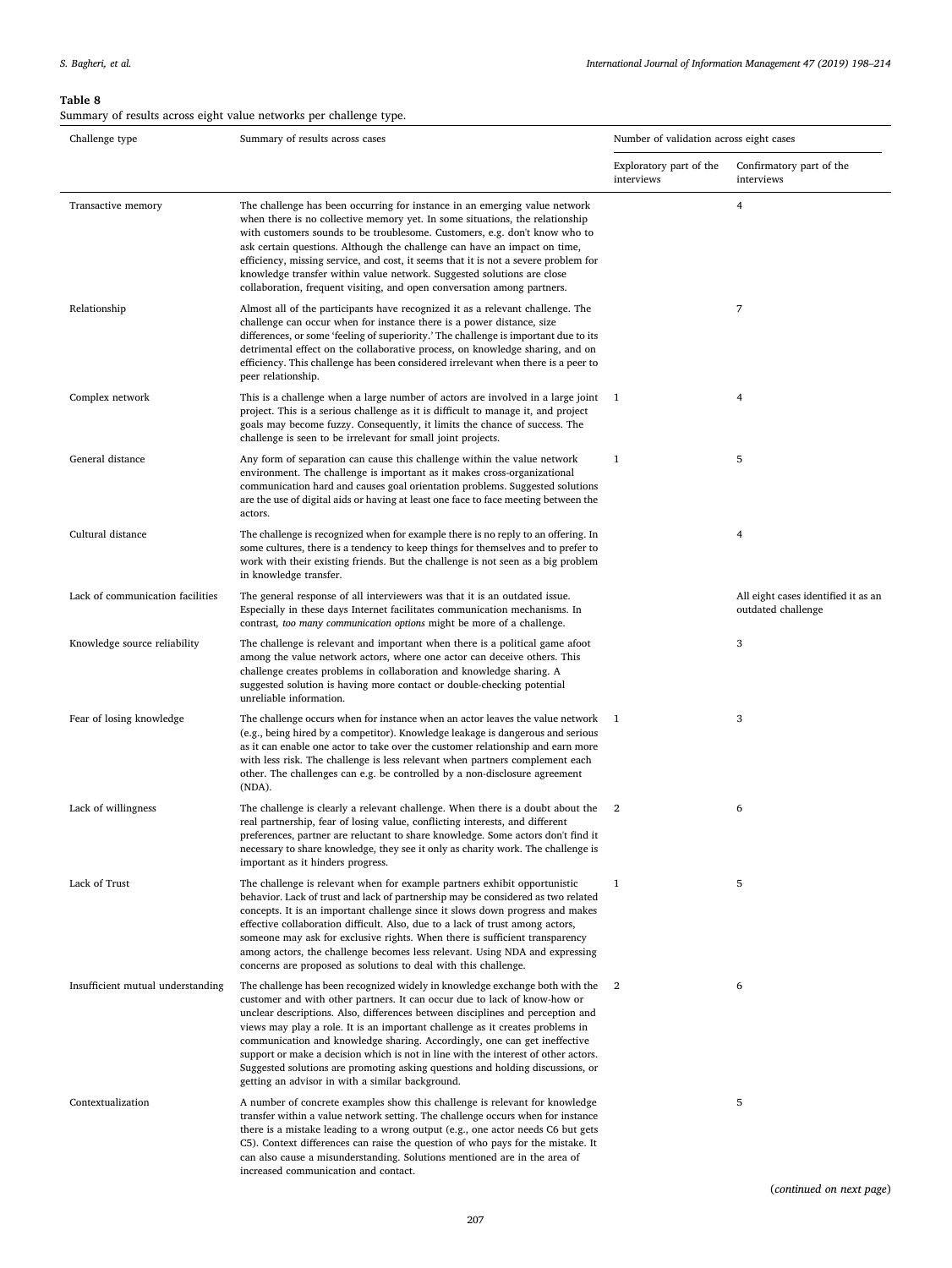**Table 8**
Summary of results across eight value networks per challenge type.

| Challenge type | Summary of results across cases | Number of validation across eight cases | |
|---|---|---|---|
| | | Exploratory part of the interviews | Confirmatory part of the interviews |
| Transactive memory | The challenge has been occurring for instance in an emerging value network when there is no collective memory yet. In some situations, the relationship with customers sounds to be troublesome. Customers, e.g. don't know who to ask certain questions. Although the challenge can have an impact on time, efficiency, missing service, and cost, it seems that it is not a severe problem for knowledge transfer within value network. Suggested solutions are close collaboration, frequent visiting, and open conversation among partners. | | 4 |
| Relationship | Almost all of the participants have recognized it as a relevant challenge. The challenge can occur when for instance there is a power distance, size differences, or some 'feeling of superiority.' The challenge is important due to its detrimental effect on the collaborative process, on knowledge sharing, and on efficiency. This challenge has been considered irrelevant when there is a peer to peer relationship. | | 7 |
| Complex network | This is a challenge when a large number of actors are involved in a large joint project. This is a serious challenge as it is difficult to manage it, and project goals may become fuzzy. Consequently, it limits the chance of success. The challenge is seen to be irrelevant for small joint projects. | 1 | 4 |
| General distance | Any form of separation can cause this challenge within the value network environment. The challenge is important as it makes cross-organizational communication hard and causes goal orientation problems. Suggested solutions are the use of digital aids or having at least one face to face meeting between the actors. | 1 | 5 |
| Cultural distance | The challenge is recognized when for example there is no reply to an offering. In some cultures, there is a tendency to keep things for themselves and to prefer to work with their existing friends. But the challenge is not seen as a big problem in knowledge transfer. | | 4 |
| Lack of communication facilities | The general response of all interviewers was that it is an outdated issue. Especially in these days Internet facilitates communication mechanisms. In contrast, *too many communication options* might be more of a challenge. | | All eight cases identified it as an outdated challenge |
| Knowledge source reliability | The challenge is relevant and important when there is a political game afoot among the value network actors, where one actor can deceive others. This challenge creates problems in collaboration and knowledge sharing. A suggested solution is having more contact or double-checking potential unreliable information. | | 3 |
| Fear of losing knowledge | The challenge occurs when for instance when an actor leaves the value network (e.g., being hired by a competitor). Knowledge leakage is dangerous and serious as it can enable one actor to take over the customer relationship and earn more with less risk. The challenge is less relevant when partners complement each other. The challenges can e.g. be controlled by a non-disclosure agreement (NDA). | 1 | 3 |
| Lack of willingness | The challenge is clearly a relevant challenge. When there is a doubt about the real partnership, fear of losing value, conflicting interests, and different preferences, partner are reluctant to share knowledge. Some actors don't find it necessary to share knowledge, they see it only as charity work. The challenge is important as it hinders progress. | 2 | 6 |
| Lack of Trust | The challenge is relevant when for example partners exhibit opportunistic behavior. Lack of trust and lack of partnership may be considered as two related concepts. It is an important challenge since it slows down progress and makes effective collaboration difficult. Also, due to a lack of trust among actors, someone may ask for exclusive rights. When there is sufficient transparency among actors, the challenge becomes less relevant. Using NDA and expressing concerns are proposed as solutions to deal with this challenge. | 1 | 5 |
| Insufficient mutual understanding | The challenge has been recognized widely in knowledge exchange both with the customer and with other partners. It can occur due to lack of know-how or unclear descriptions. Also, differences between disciplines and perception and views may play a role. It is an important challenge as it creates problems in communication and knowledge sharing. Accordingly, one can get ineffective support or make a decision which is not in line with the interest of other actors. Suggested solutions are promoting asking questions and holding discussions, or getting an advisor in with a similar background. | 2 | 6 |
| Contextualization | A number of concrete examples show this challenge is relevant for knowledge transfer within a value network setting. The challenge occurs when for instance there is a mistake leading to a wrong output (e.g., one actor needs C6 but gets C5). Context differences can raise the question of who pays for the mistake. It can also cause a misunderstanding. Solutions mentioned are in the area of increased communication and contact. | | 5 |

(*continued on next page*)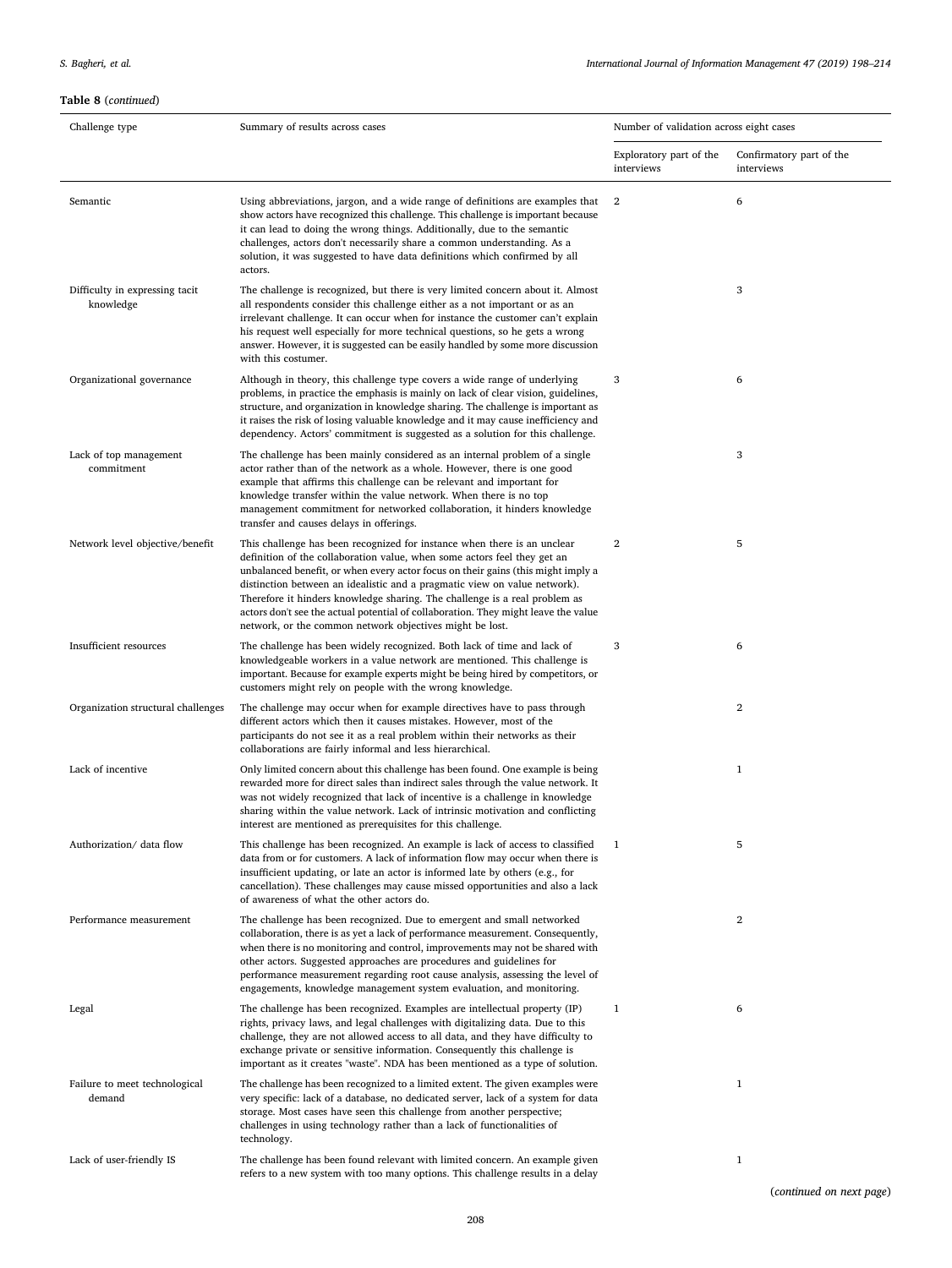**Table 8** (*continued*)

| Challenge type | Summary of results across cases | Number of validation across eight cases | |
|---|---|---|---|
| | | Exploratory part of the interviews | Confirmatory part of the interviews |
| Semantic | Using abbreviations, jargon, and a wide range of definitions are examples that show actors have recognized this challenge. This challenge is important because it can lead to doing the wrong things. Additionally, due to the semantic challenges, actors don't necessarily share a common understanding. As a solution, it was suggested to have data definitions which confirmed by all actors. | 2 | 6 |
| Difficulty in expressing tacit knowledge | The challenge is recognized, but there is very limited concern about it. Almost all respondents consider this challenge either as a not important or as an irrelevant challenge. It can occur when for instance the customer can't explain his request well especially for more technical questions, so he gets a wrong answer. However, it is suggested can be easily handled by some more discussion with this costumer. | | 3 |
| Organizational governance | Although in theory, this challenge type covers a wide range of underlying problems, in practice the emphasis is mainly on lack of clear vision, guidelines, structure, and organization in knowledge sharing. The challenge is important as it raises the risk of losing valuable knowledge and it may cause inefficiency and dependency. Actors' commitment is suggested as a solution for this challenge. | 3 | 6 |
| Lack of top management commitment | The challenge has been mainly considered as an internal problem of a single actor rather than of the network as a whole. However, there is one good example that affirms this challenge can be relevant and important for knowledge transfer within the value network. When there is no top management commitment for networked collaboration, it hinders knowledge transfer and causes delays in offerings. | | 3 |
| Network level objective/benefit | This challenge has been recognized for instance when there is an unclear definition of the collaboration value, when some actors feel they get an unbalanced benefit, or when every actor focus on their gains (this might imply a distinction between an idealistic and a pragmatic view on value network). Therefore it hinders knowledge sharing. The challenge is a real problem as actors don't see the actual potential of collaboration. They might leave the value network, or the common network objectives might be lost. | 2 | 5 |
| Insufficient resources | The challenge has been widely recognized. Both lack of time and lack of knowledgeable workers in a value network are mentioned. This challenge is important. Because for example experts might be being hired by competitors, or customers might rely on people with the wrong knowledge. | 3 | 6 |
| Organization structural challenges | The challenge may occur when for example directives have to pass through different actors which then it causes mistakes. However, most of the participants do not see it as a real problem within their networks as their collaborations are fairly informal and less hierarchical. | | 2 |
| Lack of incentive | Only limited concern about this challenge has been found. One example is being rewarded more for direct sales than indirect sales through the value network. It was not widely recognized that lack of incentive is a challenge in knowledge sharing within the value network. Lack of intrinsic motivation and conflicting interest are mentioned as prerequisites for this challenge. | | 1 |
| Authorization/ data flow | This challenge has been recognized. An example is lack of access to classified data from or for customers. A lack of information flow may occur when there is insufficient updating, or late an actor is informed late by others (e.g., for cancellation). These challenges may cause missed opportunities and also a lack of awareness of what the other actors do. | 1 | 5 |
| Performance measurement | The challenge has been recognized. Due to emergent and small networked collaboration, there is as yet a lack of performance measurement. Consequently, when there is no monitoring and control, improvements may not be shared with other actors. Suggested approaches are procedures and guidelines for performance measurement regarding root cause analysis, assessing the level of engagements, knowledge management system evaluation, and monitoring. | | 2 |
| Legal | The challenge has been recognized. Examples are intellectual property (IP) rights, privacy laws, and legal challenges with digitalizing data. Due to this challenge, they are not allowed access to all data, and they have difficulty to exchange private or sensitive information. Consequently this challenge is important as it creates "waste". NDA has been mentioned as a type of solution. | 1 | 6 |
| Failure to meet technological demand | The challenge has been recognized to a limited extent. The given examples were very specific: lack of a database, no dedicated server, lack of a system for data storage. Most cases have seen this challenge from another perspective; challenges in using technology rather than a lack of functionalities of technology. | | 1 |
| Lack of user-friendly IS | The challenge has been found relevant with limited concern. An example given refers to a new system with too many options. This challenge results in a delay | | 1 |

(*continued on next page*)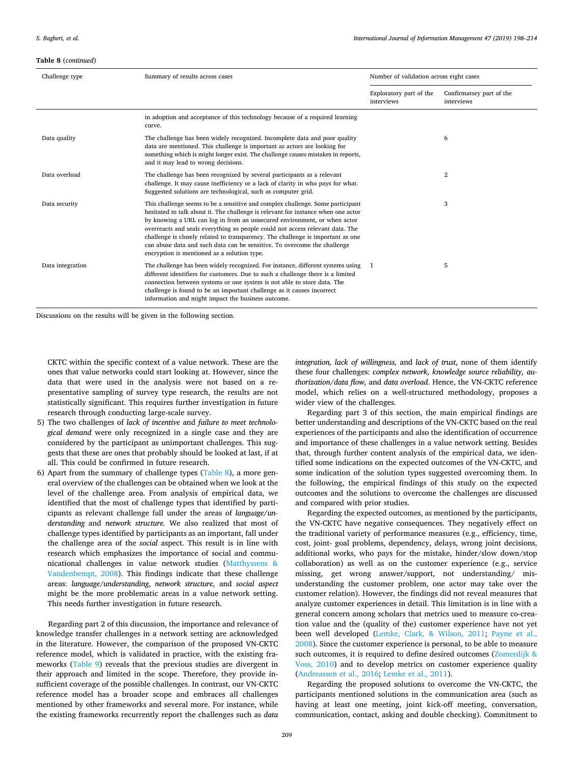**Table 8** (*continued*)

| Challenge type | Summary of results across cases | Number of validation across eight cases | |
|---|---|---|---|
| | | Exploratory part of the interviews | Confirmatory part of the interviews |
| | in adoption and acceptance of this technology because of a required learning curve. | | |
| Data quality | The challenge has been widely recognized. Incomplete data and poor quality data are mentioned. This challenge is important as actors are looking for something which is might longer exist. The challenge causes mistakes in reports, and it may lead to wrong decisions. | | 6 |
| Data overload | The challenge has been recognized by several participants as a relevant challenge. It may cause inefficiency or a lack of clarity in who pays for what. Suggested solutions are technological, such as computer grid. | | 2 |
| Data security | This challenge seems to be a sensitive and complex challenge. Some participant hesitated to talk about it. The challenge is relevant for instance when one actor by knowing a URL can log in from an unsecured environment, or when actor overreacts and seals everything so people could not access relevant data. The challenge is closely related to transparency. The challenge is important as one can abuse data and such data can be sensitive. To overcome the challenge encryption is mentioned as a solution type. | | 3 |
| Data integration | The challenge has been widely recognized. For instance, different systems using different identifiers for customers. Due to such a challenge there is a limited connection between systems or one system is not able to store data. The challenge is found to be an important challenge as it causes incorrect information and might impact the business outcome. | 1 | 5 |

Discussions on the results will be given in the following section.

CKTC within the specific context of a value network. These are the ones that value networks could start looking at. However, since the data that were used in the analysis were not based on a representative sampling of survey type research, the results are not statistically significant. This requires further investigation in future research through conducting large-scale survey.

5) The two challenges of *lack of incentive* and *failure to meet technological demand* were only recognized in a single case and they are considered by the participant as unimportant challenges. This suggests that these are ones that probably should be looked at last, if at all. This could be confirmed in future research.
6) Apart from the summary of challenge types (Table 8), a more general overview of the challenges can be obtained when we look at the level of the challenge area. From analysis of empirical data, we identified that the most of challenge types that identified by participants as relevant challenge fall under the areas of *language/understanding* and *network structure.* We also realized that most of challenge types identified by participants as an important, fall under the challenge area of the *social* aspect. This result is in line with research which emphasizes the importance of social and communicational challenges in value network studies (Matthyssens & Vandenbempt, 2008). This findings indicate that these challenge areas: *language/understanding*, *network structure*, and *social aspect* might be the more problematic areas in a value network setting. This needs further investigation in future research.

Regarding part 2 of this discussion, the importance and relevance of knowledge transfer challenges in a network setting are acknowledged in the literature. However, the comparison of the proposed VN-CKTC reference model, which is validated in practice, with the existing frameworks (Table 9) reveals that the previous studies are divergent in their approach and limited in the scope. Therefore, they provide insufficient coverage of the possible challenges. In contrast, our VN-CKTC reference model has a broader scope and embraces all challenges mentioned by other frameworks and several more. For instance, while the existing frameworks recurrently report the challenges such as *data integration, lack of willingness,* and *lack of trust*, none of them identify these four challenges: *complex network, knowledge source reliability, authorization/data flow,* and *data overload*. Hence, the VN-CKTC reference model, which relies on a well-structured methodology, proposes a wider view of the challenges.

Regarding part 3 of this section, the main empirical findings are better understanding and descriptions of the VN-CKTC based on the real experiences of the participants and also the identification of occurrence and importance of these challenges in a value network setting. Besides that, through further content analysis of the empirical data, we identified some indications on the expected outcomes of the VN-CKTC, and some indication of the solution types suggested overcoming them. In the following, the empirical findings of this study on the expected outcomes and the solutions to overcome the challenges are discussed and compared with prior studies.

Regarding the expected outcomes, as mentioned by the participants, the VN-CKTC have negative consequences. They negatively effect on the traditional variety of performance measures (e.g., efficiency, time, cost, joint- goal problems, dependency, delays, wrong joint decisions, additional works, who pays for the mistake, hinder/slow down/stop collaboration) as well as on the customer experience (e.g., service missing, get wrong answer/support, not understanding/ misunderstanding the customer problem, one actor may take over the customer relation). However, the findings did not reveal measures that analyze customer experiences in detail. This limitation is in line with a general concern among scholars that metrics used to measure co-creation value and the (quality of the) customer experience have not yet been well developed (Lemke, Clark, & Wilson, 2011; Payne et al., 2008). Since the customer experience is personal, to be able to measure such outcomes, it is required to define desired outcomes (Zomerdijk & Voss, 2010) and to develop metrics on customer experience quality (Andreassen et al., 2016; Lemke et al., 2011).

Regarding the proposed solutions to overcome the VN-CKTC, the participants mentioned solutions in the communication area (such as having at least one meeting, joint kick-off meeting, conversation, communication, contact, asking and double checking). Commitment to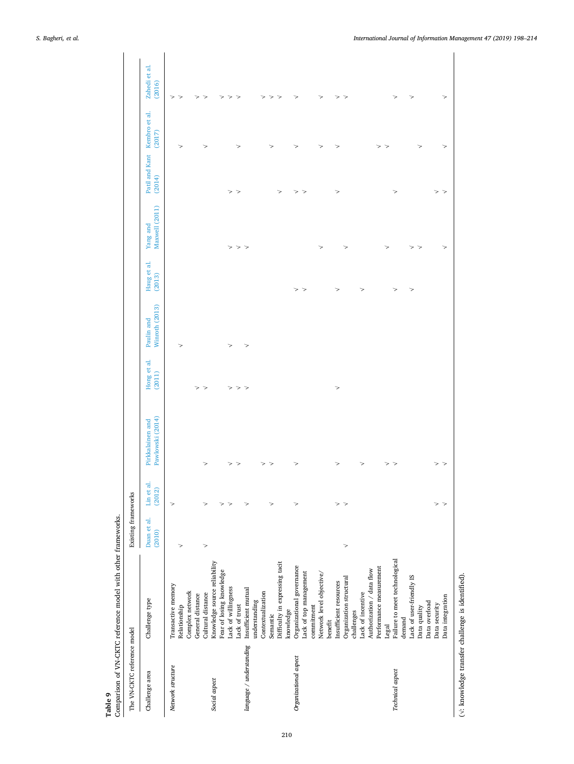**Table 9**
Comparison of VN-CKTC reference model with other frameworks.

| The VN-CKTC reference model | | Existing frameworks | | | | | | | | | |
|---|---|---|---|---|---|---|---|---|---|---|---|
| Challenge area | Challenge type | Duan et al. (2010) | Lin et al. (2012) | Pirkkalainen and Pawlowski (2014) | Hong et al. (2011) | Paulin and Winroth (2013) | Haug et al. (2013) | Yang and Maxwell (2011) | Patil and Kant (2014) | Kembro et al. (2017) | Zahedi et al. (2016) |
| *Network structure* | Transactive memory | | √ | | | | | | | | √ |
| | Relationship | √ | | | | √ | | | | | √ |
| | Complex network | | | | | | | | | √ | |
| | General distance | | | | √ | | | | | | √ |
| | Cultural distance | √ | √ | √ | √ | | | | | √ | √ |
| *Social aspect* | Knowledge source reliability | | | | | | | | | | |
| | Fear of losing knowledge | | √ | | | | | | | | √ |
| | Lack of willingness | | √ | √ | √ | √ | | √ | √ | | √ |
| | Lack of trust | | | √ | √ | | | √ | √ | √ | √ |
| *language / understanding* | Insufficient mutual understanding | | √ | | √ | √ | | √ | | | |
| | Contextualization | | | √ | | | | | | | √ |
| | Semantic | | √ | √ | | | | | | √ | √ |
| | Difficulty in expressing tacit knowledge | | | | | | | | √ | | √ |
| *Organizational aspect* | Organizational governance | | √ | √ | | | √ | | √ | √ | √ |
| | Lack of top management commitment | | | | | | √ | | √ | | |
| | Network level objective/benefit | | | | | | | √ | | √ | √ |
| | Insufficient resources | | √ | √ | √ | | √ | | √ | √ | √ |
| | Organization structural challenges | √ | √ | | | | | √ | | | √ |
| | Lack of incentive | | | √ | | | √ | | | | |
| | Authorization / data flow | | | | | | | | | | |
| | Performance measurement | | | | | | | | | √ | |
| | Legal | | | √ | | | | √ | | √ | |
| *Technical aspect* | Failure to meet technological demand | | | √ | | | √ | | √ | | √ |
| | Lack of user-friendly IS | | | | | | √ | √ | | | √ |
| | Data quality | | | | | | | √ | | √ | |
| | Data overload | | | | | | | | | | |
| | Data security | | √ | √ | | | | | √ | | |
| | Data integration | | √ | √ | | | | √ | √ | √ | √ |

(√: knowledge transfer challenge is identified).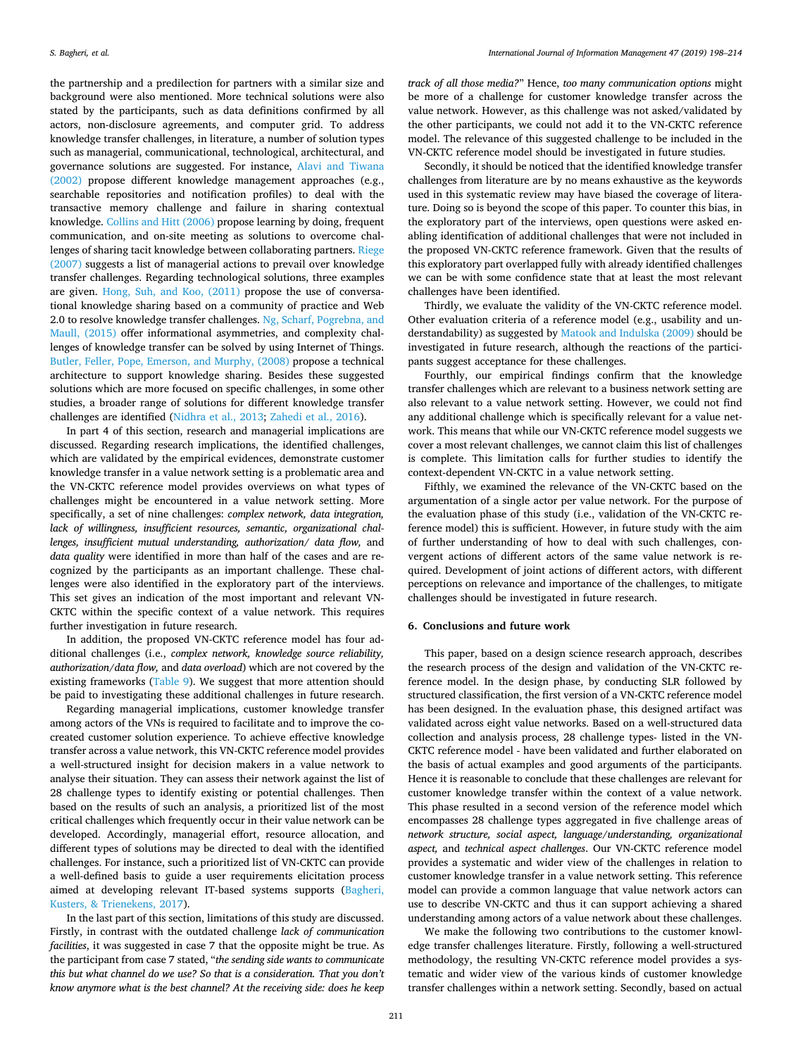the partnership and a predilection for partners with a similar size and background were also mentioned. More technical solutions were also stated by the participants, such as data definitions confirmed by all actors, non-disclosure agreements, and computer grid. To address knowledge transfer challenges, in literature, a number of solution types such as managerial, communicational, technological, architectural, and governance solutions are suggested. For instance, Alavi and Tiwana (2002) propose different knowledge management approaches (e.g., searchable repositories and notification profiles) to deal with the transactive memory challenge and failure in sharing contextual knowledge. Collins and Hitt (2006) propose learning by doing, frequent communication, and on-site meeting as solutions to overcome challenges of sharing tacit knowledge between collaborating partners. Riege (2007) suggests a list of managerial actions to prevail over knowledge transfer challenges. Regarding technological solutions, three examples are given. Hong, Suh, and Koo, (2011) propose the use of conversational knowledge sharing based on a community of practice and Web 2.0 to resolve knowledge transfer challenges. Ng, Scharf, Pogrebna, and Maull, (2015) offer informational asymmetries, and complexity challenges of knowledge transfer can be solved by using Internet of Things. Butler, Feller, Pope, Emerson, and Murphy, (2008) propose a technical architecture to support knowledge sharing. Besides these suggested solutions which are more focused on specific challenges, in some other studies, a broader range of solutions for different knowledge transfer challenges are identified (Nidhra et al., 2013; Zahedi et al., 2016).

In part 4 of this section, research and managerial implications are discussed. Regarding research implications, the identified challenges, which are validated by the empirical evidences, demonstrate customer knowledge transfer in a value network setting is a problematic area and the VN-CKTC reference model provides overviews on what types of challenges might be encountered in a value network setting. More specifically, a set of nine challenges: *complex network, data integration, lack of willingness, insufficient resources, semantic, organizational challenges, insufficient mutual understanding, authorization/ data flow,* and *data quality* were identified in more than half of the cases and are recognized by the participants as an important challenge. These challenges were also identified in the exploratory part of the interviews. This set gives an indication of the most important and relevant VN-CKTC within the specific context of a value network. This requires further investigation in future research.

In addition, the proposed VN-CKTC reference model has four additional challenges (i.e., *complex network, knowledge source reliability, authorization/data flow,* and *data overload*) which are not covered by the existing frameworks (Table 9). We suggest that more attention should be paid to investigating these additional challenges in future research.

Regarding managerial implications, customer knowledge transfer among actors of the VNs is required to facilitate and to improve the co-created customer solution experience. To achieve effective knowledge transfer across a value network, this VN-CKTC reference model provides a well-structured insight for decision makers in a value network to analyse their situation. They can assess their network against the list of 28 challenge types to identify existing or potential challenges. Then based on the results of such an analysis, a prioritized list of the most critical challenges which frequently occur in their value network can be developed. Accordingly, managerial effort, resource allocation, and different types of solutions may be directed to deal with the identified challenges. For instance, such a prioritized list of VN-CKTC can provide a well-defined basis to guide a user requirements elicitation process aimed at developing relevant IT-based systems supports (Bagheri, Kusters, & Trienekens, 2017).

In the last part of this section, limitations of this study are discussed. Firstly, in contrast with the outdated challenge *lack of communication facilities*, it was suggested in case 7 that the opposite might be true. As the participant from case 7 stated, "*the sending side wants to communicate this but what channel do we use? So that is a consideration. That you don't know anymore what is the best channel? At the receiving side: does he keep track of all those media?*" Hence, *too many communication options* might be more of a challenge for customer knowledge transfer across the value network. However, as this challenge was not asked/validated by the other participants, we could not add it to the VN-CKTC reference model. The relevance of this suggested challenge to be included in the VN-CKTC reference model should be investigated in future studies.

Secondly, it should be noticed that the identified knowledge transfer challenges from literature are by no means exhaustive as the keywords used in this systematic review may have biased the coverage of literature. Doing so is beyond the scope of this paper. To counter this bias, in the exploratory part of the interviews, open questions were asked enabling identification of additional challenges that were not included in the proposed VN-CKTC reference framework. Given that the results of this exploratory part overlapped fully with already identified challenges we can be with some confidence state that at least the most relevant challenges have been identified.

Thirdly, we evaluate the validity of the VN-CKTC reference model. Other evaluation criteria of a reference model (e.g., usability and understandability) as suggested by Matook and Indulska (2009) should be investigated in future research, although the reactions of the participants suggest acceptance for these challenges.

Fourthly, our empirical findings confirm that the knowledge transfer challenges which are relevant to a business network setting are also relevant to a value network setting. However, we could not find any additional challenge which is specifically relevant for a value network. This means that while our VN-CKTC reference model suggests we cover a most relevant challenges, we cannot claim this list of challenges is complete. This limitation calls for further studies to identify the context-dependent VN-CKTC in a value network setting.

Fifthly, we examined the relevance of the VN-CKTC based on the argumentation of a single actor per value network. For the purpose of the evaluation phase of this study (i.e., validation of the VN-CKTC reference model) this is sufficient. However, in future study with the aim of further understanding of how to deal with such challenges, convergent actions of different actors of the same value network is required. Development of joint actions of different actors, with different perceptions on relevance and importance of the challenges, to mitigate challenges should be investigated in future research.

## 6. Conclusions and future work

This paper, based on a design science research approach, describes the research process of the design and validation of the VN-CKTC reference model. In the design phase, by conducting SLR followed by structured classification, the first version of a VN-CKTC reference model has been designed. In the evaluation phase, this designed artifact was validated across eight value networks. Based on a well-structured data collection and analysis process, 28 challenge types- listed in the VN-CKTC reference model - have been validated and further elaborated on the basis of actual examples and good arguments of the participants. Hence it is reasonable to conclude that these challenges are relevant for customer knowledge transfer within the context of a value network. This phase resulted in a second version of the reference model which encompasses 28 challenge types aggregated in five challenge areas of *network structure, social aspect, language/understanding, organizational aspect,* and *technical aspect challenges*. Our VN-CKTC reference model provides a systematic and wider view of the challenges in relation to customer knowledge transfer in a value network setting. This reference model can provide a common language that value network actors can use to describe VN-CKTC and thus it can support achieving a shared understanding among actors of a value network about these challenges.

We make the following two contributions to the customer knowledge transfer challenges literature. Firstly, following a well-structured methodology, the resulting VN-CKTC reference model provides a systematic and wider view of the various kinds of customer knowledge transfer challenges within a network setting. Secondly, based on actual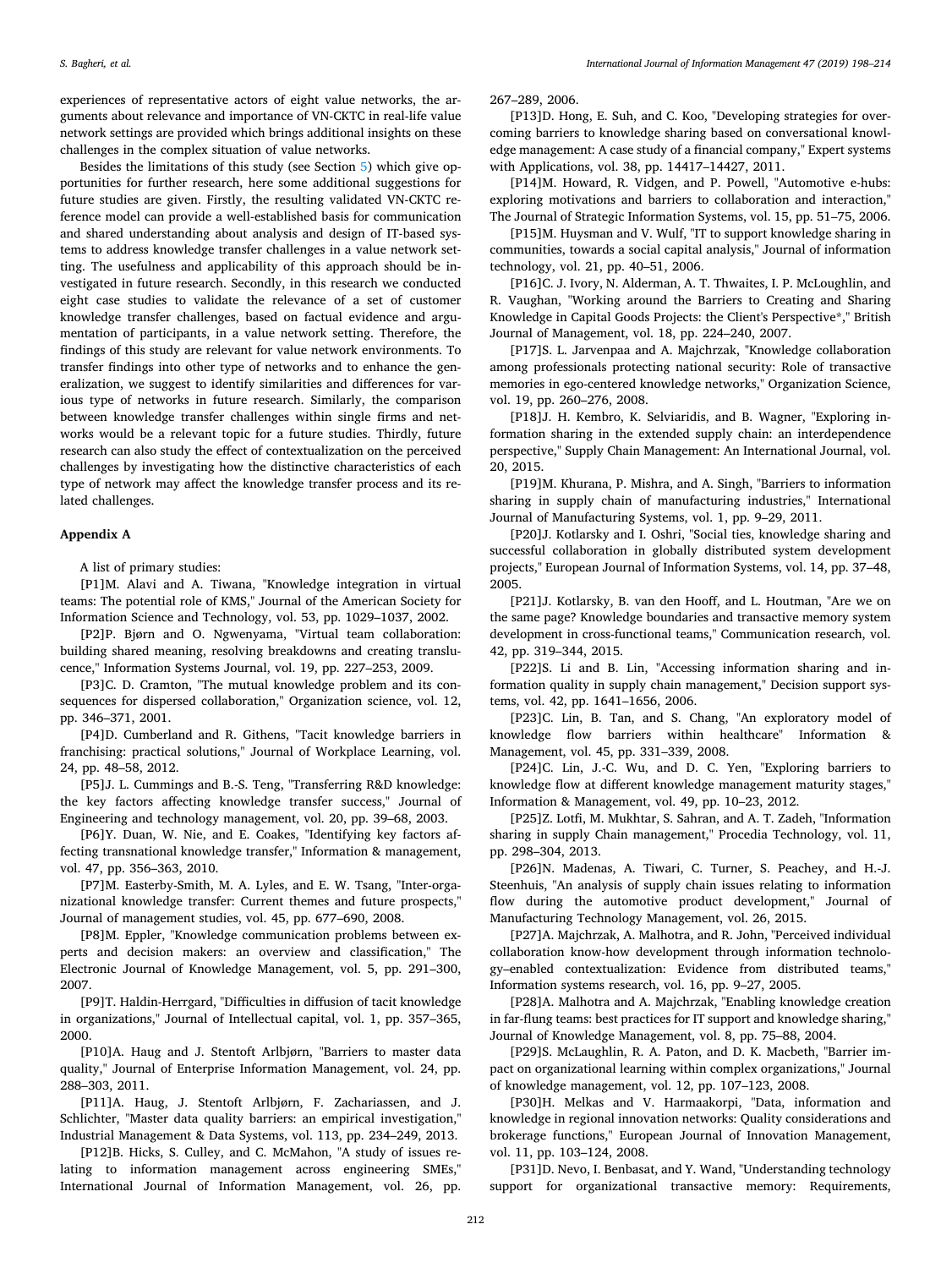experiences of representative actors of eight value networks, the arguments about relevance and importance of VN-CKTC in real-life value network settings are provided which brings additional insights on these challenges in the complex situation of value networks.

Besides the limitations of this study (see Section 5) which give opportunities for further research, here some additional suggestions for future studies are given. Firstly, the resulting validated VN-CKTC reference model can provide a well-established basis for communication and shared understanding about analysis and design of IT-based systems to address knowledge transfer challenges in a value network setting. The usefulness and applicability of this approach should be investigated in future research. Secondly, in this research we conducted eight case studies to validate the relevance of a set of customer knowledge transfer challenges, based on factual evidence and argumentation of participants, in a value network setting. Therefore, the findings of this study are relevant for value network environments. To transfer findings into other type of networks and to enhance the generalization, we suggest to identify similarities and differences for various type of networks in future research. Similarly, the comparison between knowledge transfer challenges within single firms and networks would be a relevant topic for a future studies. Thirdly, future research can also study the effect of contextualization on the perceived challenges by investigating how the distinctive characteristics of each type of network may affect the knowledge transfer process and its related challenges.

## Appendix A

A list of primary studies:

[P1]M. Alavi and A. Tiwana, "Knowledge integration in virtual teams: The potential role of KMS," Journal of the American Society for Information Science and Technology, vol. 53, pp. 1029–1037, 2002.

[P2]P. Bjørn and O. Ngwenyama, "Virtual team collaboration: building shared meaning, resolving breakdowns and creating translucence," Information Systems Journal, vol. 19, pp. 227–253, 2009.

[P3]C. D. Cramton, "The mutual knowledge problem and its consequences for dispersed collaboration," Organization science, vol. 12, pp. 346–371, 2001.

[P4]D. Cumberland and R. Githens, "Tacit knowledge barriers in franchising: practical solutions," Journal of Workplace Learning, vol. 24, pp. 48–58, 2012.

[P5]J. L. Cummings and B.-S. Teng, "Transferring R&D knowledge: the key factors affecting knowledge transfer success," Journal of Engineering and technology management, vol. 20, pp. 39–68, 2003.

[P6]Y. Duan, W. Nie, and E. Coakes, "Identifying key factors affecting transnational knowledge transfer," Information & management, vol. 47, pp. 356–363, 2010.

[P7]M. Easterby-Smith, M. A. Lyles, and E. W. Tsang, "Inter-organizational knowledge transfer: Current themes and future prospects," Journal of management studies, vol. 45, pp. 677–690, 2008.

[P8]M. Eppler, "Knowledge communication problems between experts and decision makers: an overview and classification," The Electronic Journal of Knowledge Management, vol. 5, pp. 291–300, 2007.

[P9]T. Haldin-Herrgard, "Difficulties in diffusion of tacit knowledge in organizations," Journal of Intellectual capital, vol. 1, pp. 357–365, 2000.

[P10]A. Haug and J. Stentoft Arlbjørn, "Barriers to master data quality," Journal of Enterprise Information Management, vol. 24, pp. 288–303, 2011.

[P11]A. Haug, J. Stentoft Arlbjørn, F. Zachariassen, and J. Schlichter, "Master data quality barriers: an empirical investigation," Industrial Management & Data Systems, vol. 113, pp. 234–249, 2013.

[P12]B. Hicks, S. Culley, and C. McMahon, "A study of issues relating to information management across engineering SMEs," International Journal of Information Management, vol. 26, pp. 267–289, 2006.

[P13]D. Hong, E. Suh, and C. Koo, "Developing strategies for overcoming barriers to knowledge sharing based on conversational knowledge management: A case study of a financial company," Expert systems with Applications, vol. 38, pp. 14417–14427, 2011.

[P14]M. Howard, R. Vidgen, and P. Powell, "Automotive e-hubs: exploring motivations and barriers to collaboration and interaction," The Journal of Strategic Information Systems, vol. 15, pp. 51–75, 2006.

[P15]M. Huysman and V. Wulf, "IT to support knowledge sharing in communities, towards a social capital analysis," Journal of information technology, vol. 21, pp. 40–51, 2006.

[P16]C. J. Ivory, N. Alderman, A. T. Thwaites, I. P. McLoughlin, and R. Vaughan, "Working around the Barriers to Creating and Sharing Knowledge in Capital Goods Projects: the Client's Perspective*," British Journal of Management, vol. 18, pp. 224–240, 2007.

[P17]S. L. Jarvenpaa and A. Majchrzak, "Knowledge collaboration among professionals protecting national security: Role of transactive memories in ego-centered knowledge networks," Organization Science, vol. 19, pp. 260–276, 2008.

[P18]J. H. Kembro, K. Selviaridis, and B. Wagner, "Exploring information sharing in the extended supply chain: an interdependence perspective," Supply Chain Management: An International Journal, vol. 20, 2015.

[P19]M. Khurana, P. Mishra, and A. Singh, "Barriers to information sharing in supply chain of manufacturing industries," International Journal of Manufacturing Systems, vol. 1, pp. 9–29, 2011.

[P20]J. Kotlarsky and I. Oshri, "Social ties, knowledge sharing and successful collaboration in globally distributed system development projects," European Journal of Information Systems, vol. 14, pp. 37–48, 2005.

[P21]J. Kotlarsky, B. van den Hooff, and L. Houtman, "Are we on the same page? Knowledge boundaries and transactive memory system development in cross-functional teams," Communication research, vol. 42, pp. 319–344, 2015.

[P22]S. Li and B. Lin, "Accessing information sharing and information quality in supply chain management," Decision support systems, vol. 42, pp. 1641–1656, 2006.

[P23]C. Lin, B. Tan, and S. Chang, "An exploratory model of knowledge flow barriers within healthcare" Information & Management, vol. 45, pp. 331–339, 2008.

[P24]C. Lin, J.-C. Wu, and D. C. Yen, "Exploring barriers to knowledge flow at different knowledge management maturity stages," Information & Management, vol. 49, pp. 10–23, 2012.

[P25]Z. Lotfi, M. Mukhtar, S. Sahran, and A. T. Zadeh, "Information sharing in supply Chain management," Procedia Technology, vol. 11, pp. 298–304, 2013.

[P26]N. Madenas, A. Tiwari, C. Turner, S. Peachey, and H.-J. Steenhuis, "An analysis of supply chain issues relating to information flow during the automotive product development," Journal of Manufacturing Technology Management, vol. 26, 2015.

[P27]A. Majchrzak, A. Malhotra, and R. John, "Perceived individual collaboration know-how development through information technology–enabled contextualization: Evidence from distributed teams," Information systems research, vol. 16, pp. 9–27, 2005.

[P28]A. Malhotra and A. Majchrzak, "Enabling knowledge creation in far-flung teams: best practices for IT support and knowledge sharing," Journal of Knowledge Management, vol. 8, pp. 75–88, 2004.

[P29]S. McLaughlin, R. A. Paton, and D. K. Macbeth, "Barrier impact on organizational learning within complex organizations," Journal of knowledge management, vol. 12, pp. 107–123, 2008.

[P30]H. Melkas and V. Harmaakorpi, "Data, information and knowledge in regional innovation networks: Quality considerations and brokerage functions," European Journal of Innovation Management, vol. 11, pp. 103–124, 2008.

[P31]D. Nevo, I. Benbasat, and Y. Wand, "Understanding technology support for organizational transactive memory: Requirements,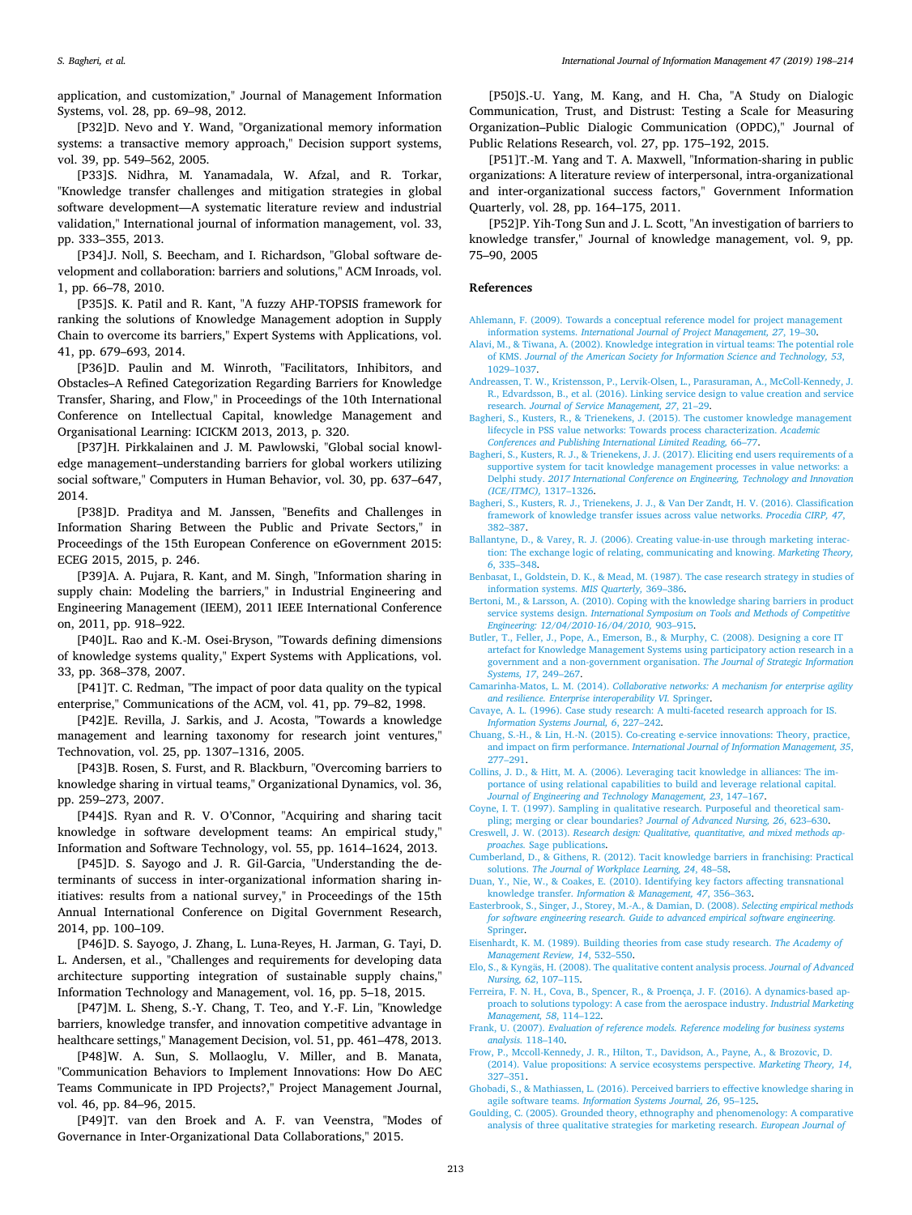application, and customization," Journal of Management Information Systems, vol. 28, pp. 69–98, 2012.

[P32]D. Nevo and Y. Wand, "Organizational memory information systems: a transactive memory approach," Decision support systems, vol. 39, pp. 549–562, 2005.

[P33]S. Nidhra, M. Yanamadala, W. Afzal, and R. Torkar, "Knowledge transfer challenges and mitigation strategies in global software development—A systematic literature review and industrial validation," International journal of information management, vol. 33, pp. 333–355, 2013.

[P34]J. Noll, S. Beecham, and I. Richardson, "Global software development and collaboration: barriers and solutions," ACM Inroads, vol. 1, pp. 66–78, 2010.

[P35]S. K. Patil and R. Kant, "A fuzzy AHP-TOPSIS framework for ranking the solutions of Knowledge Management adoption in Supply Chain to overcome its barriers," Expert Systems with Applications, vol. 41, pp. 679–693, 2014.

[P36]D. Paulin and M. Winroth, "Facilitators, Inhibitors, and Obstacles–A Refined Categorization Regarding Barriers for Knowledge Transfer, Sharing, and Flow," in Proceedings of the 10th International Conference on Intellectual Capital, knowledge Management and Organisational Learning: ICICKM 2013, 2013, p. 320.

[P37]H. Pirkkalainen and J. M. Pawlowski, "Global social knowledge management–understanding barriers for global workers utilizing social software," Computers in Human Behavior, vol. 30, pp. 637–647, 2014.

[P38]D. Praditya and M. Janssen, "Benefits and Challenges in Information Sharing Between the Public and Private Sectors," in Proceedings of the 15th European Conference on eGovernment 2015: ECEG 2015, 2015, p. 246.

[P39]A. A. Pujara, R. Kant, and M. Singh, "Information sharing in supply chain: Modeling the barriers," in Industrial Engineering and Engineering Management (IEEM), 2011 IEEE International Conference on, 2011, pp. 918–922.

[P40]L. Rao and K.-M. Osei-Bryson, "Towards defining dimensions of knowledge systems quality," Expert Systems with Applications, vol. 33, pp. 368–378, 2007.

[P41]T. C. Redman, "The impact of poor data quality on the typical enterprise," Communications of the ACM, vol. 41, pp. 79–82, 1998.

[P42]E. Revilla, J. Sarkis, and J. Acosta, "Towards a knowledge management and learning taxonomy for research joint ventures," Technovation, vol. 25, pp. 1307–1316, 2005.

[P43]B. Rosen, S. Furst, and R. Blackburn, "Overcoming barriers to knowledge sharing in virtual teams," Organizational Dynamics, vol. 36, pp. 259–273, 2007.

[P44]S. Ryan and R. V. O'Connor, "Acquiring and sharing tacit knowledge in software development teams: An empirical study," Information and Software Technology, vol. 55, pp. 1614–1624, 2013.

[P45]D. S. Sayogo and J. R. Gil-Garcia, "Understanding the determinants of success in inter-organizational information sharing initiatives: results from a national survey," in Proceedings of the 15th Annual International Conference on Digital Government Research, 2014, pp. 100–109.

[P46]D. S. Sayogo, J. Zhang, L. Luna-Reyes, H. Jarman, G. Tayi, D. L. Andersen, et al., "Challenges and requirements for developing data architecture supporting integration of sustainable supply chains," Information Technology and Management, vol. 16, pp. 5–18, 2015.

[P47]M. L. Sheng, S.-Y. Chang, T. Teo, and Y.-F. Lin, "Knowledge barriers, knowledge transfer, and innovation competitive advantage in healthcare settings," Management Decision, vol. 51, pp. 461–478, 2013.

[P48]W. A. Sun, S. Mollaoglu, V. Miller, and B. Manata, "Communication Behaviors to Implement Innovations: How Do AEC Teams Communicate in IPD Projects?," Project Management Journal, vol. 46, pp. 84–96, 2015.

[P49]T. van den Broek and A. F. van Veenstra, "Modes of Governance in Inter-Organizational Data Collaborations," 2015.

[P50]S.-U. Yang, M. Kang, and H. Cha, "A Study on Dialogic Communication, Trust, and Distrust: Testing a Scale for Measuring Organization–Public Dialogic Communication (OPDC)," Journal of Public Relations Research, vol. 27, pp. 175–192, 2015.

[P51]T.-M. Yang and T. A. Maxwell, "Information-sharing in public organizations: A literature review of interpersonal, intra-organizational and inter-organizational success factors," Government Information Quarterly, vol. 28, pp. 164–175, 2011.

[P52]P. Yih-Tong Sun and J. L. Scott, "An investigation of barriers to knowledge transfer," Journal of knowledge management, vol. 9, pp. 75–90, 2005

## References

Ahlemann, F. (2009). Towards a conceptual reference model for project management information systems. *International Journal of Project Management, 27*, 19–30.

Alavi, M., & Tiwana, A. (2002). Knowledge integration in virtual teams: The potential role of KMS. *Journal of the American Society for Information Science and Technology, 53*, 1029–1037.

Andreassen, T. W., Kristensson, P., Lervik-Olsen, L., Parasuraman, A., McColl-Kennedy, J. R., Edvardsson, B., et al. (2016). Linking service design to value creation and service research. *Journal of Service Management, 27*, 21–29.

Bagheri, S., Kusters, R., & Trienekens, J. (2015). The customer knowledge management lifecycle in PSS value networks: Towards process characterization. *Academic Conferences and Publishing International Limited Reading*, 66–77.

Bagheri, S., Kusters, R. J., & Trienekens, J. J. (2017). Eliciting end users requirements of a supportive system for tacit knowledge management processes in value networks: a Delphi study. *2017 International Conference on Engineering, Technology and Innovation (ICE/ITMC)*, 1317–1326.

Bagheri, S., Kusters, R. J., Trienekens, J. J., & Van Der Zandt, H. V. (2016). Classification framework of knowledge transfer issues across value networks. *Procedia CIRP, 47*, 382–387.

Ballantyne, D., & Varey, R. J. (2006). Creating value-in-use through marketing interaction: The exchange logic of relating, communicating and knowing. *Marketing Theory, 6*, 335–348.

Benbasat, I., Goldstein, D. K., & Mead, M. (1987). The case research strategy in studies of information systems. *MIS Quarterly*, 369–386.

Bertoni, M., & Larsson, A. (2010). Coping with the knowledge sharing barriers in product service systems design. *International Symposium on Tools and Methods of Competitive Engineering: 12/04/2010-16/04/2010*, 903–915.

Butler, T., Feller, J., Pope, A., Emerson, B., & Murphy, C. (2008). Designing a core IT artefact for Knowledge Management Systems using participatory action research in a government and a non-government organisation. *The Journal of Strategic Information Systems, 17*, 249–267.

Camarinha-Matos, L. M. (2014). *Collaborative networks: A mechanism for enterprise agility and resilience. Enterprise interoperability VI.* Springer.

Cavaye, A. L. (1996). Case study research: A multi-faceted research approach for IS. *Information Systems Journal, 6*, 227–242.

Chuang, S.-H., & Lin, H.-N. (2015). Co-creating e-service innovations: Theory, practice, and impact on firm performance. *International Journal of Information Management, 35*, 277–291.

Collins, J. D., & Hitt, M. A. (2006). Leveraging tacit knowledge in alliances: The importance of using relational capabilities to build and leverage relational capital. *Journal of Engineering and Technology Management, 23*, 147–167.

Coyne, I. T. (1997). Sampling in qualitative research. Purposeful and theoretical sampling; merging or clear boundaries? *Journal of Advanced Nursing, 26*, 623–630.

Creswell, J. W. (2013). *Research design: Qualitative, quantitative, and mixed methods approaches.* Sage publications.

Cumberland, D., & Githens, R. (2012). Tacit knowledge barriers in franchising: Practical solutions. *The Journal of Workplace Learning, 24*, 48–58.

Duan, Y., Nie, W., & Coakes, E. (2010). Identifying key factors affecting transnational knowledge transfer. *Information & Management, 47*, 356–363.

Easterbrook, S., Singer, J., Storey, M.-A., & Damian, D. (2008). *Selecting empirical methods for software engineering research. Guide to advanced empirical software engineering.* Springer.

Eisenhardt, K. M. (1989). Building theories from case study research. *The Academy of Management Review, 14*, 532–550.

Elo, S., & Kyngäs, H. (2008). The qualitative content analysis process. *Journal of Advanced Nursing, 62*, 107–115.

Ferreira, F. N. H., Cova, B., Spencer, R., & Proença, J. F. (2016). A dynamics-based approach to solutions typology: A case from the aerospace industry. *Industrial Marketing Management, 58*, 114–122.

Frank, U. (2007). *Evaluation of reference models. Reference modeling for business systems analysis.* 118–140.

Frow, P., Mccoll-Kennedy, J. R., Hilton, T., Davidson, A., Payne, A., & Brozovic, D. (2014). Value propositions: A service ecosystems perspective. *Marketing Theory, 14*, 327–351.

Ghobadi, S., & Mathiassen, L. (2016). Perceived barriers to effective knowledge sharing in agile software teams. *Information Systems Journal, 26*, 95–125.

Goulding, C. (2005). Grounded theory, ethnography and phenomenology: A comparative analysis of three qualitative strategies for marketing research. *European Journal of*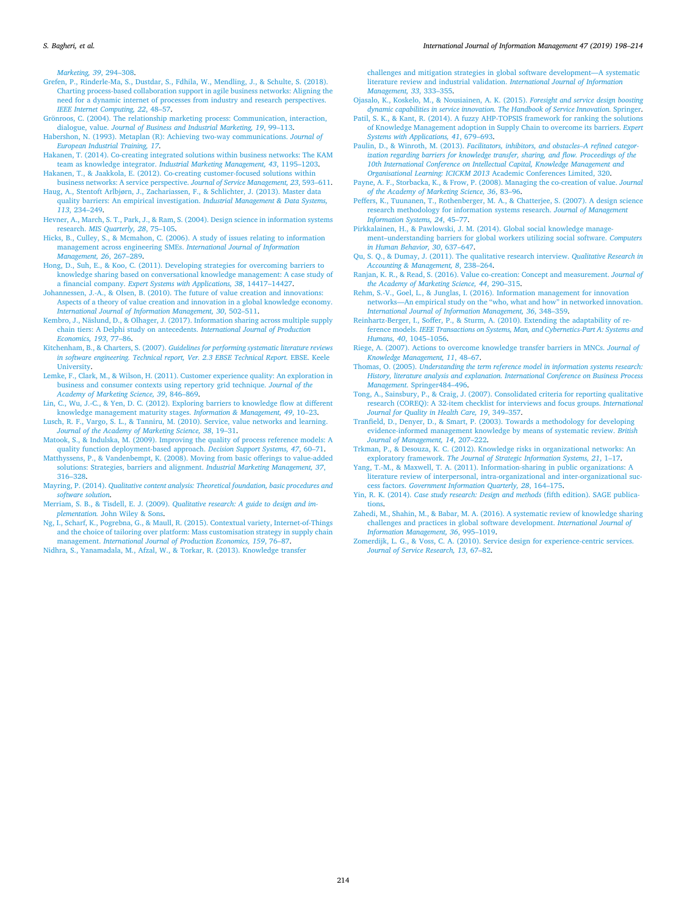*Marketing, 39*, 294–308.

Grefen, P., Rinderle-Ma, S., Dustdar, S., Fdhila, W., Mendling, J., & Schulte, S. (2018). Charting process-based collaboration support in agile business networks: Aligning the need for a dynamic internet of processes from industry and research perspectives. *IEEE Internet Computing, 22*, 48–57.

Grönroos, C. (2004). The relationship marketing process: Communication, interaction, dialogue, value. *Journal of Business and Industrial Marketing, 19*, 99–113.

Habershon, N. (1993). Metaplan (R): Achieving two-way communications. *Journal of European Industrial Training, 17*.

Hakanen, T. (2014). Co-creating integrated solutions within business networks: The KAM team as knowledge integrator. *Industrial Marketing Management, 43*, 1195–1203.

Hakanen, T., & Jaakkola, E. (2012). Co-creating customer-focused solutions within business networks: A service perspective. *Journal of Service Management, 23*, 593–611.

Haug, A., Stentoft Arlbjørn, J., Zachariassen, F., & Schlichter, J. (2013). Master data quality barriers: An empirical investigation. *Industrial Management & Data Systems, 113*, 234–249.

Hevner, A., March, S. T., Park, J., & Ram, S. (2004). Design science in information systems research. *MIS Quarterly, 28*, 75–105.

Hicks, B., Culley, S., & Mcmahon, C. (2006). A study of issues relating to information management across engineering SMEs. *International Journal of Information Management, 26*, 267–289.

Hong, D., Suh, E., & Koo, C. (2011). Developing strategies for overcoming barriers to knowledge sharing based on conversational knowledge management: A case study of a financial company. *Expert Systems with Applications, 38*, 14417–14427.

Johannessen, J.-A., & Olsen, B. (2010). The future of value creation and innovations: Aspects of a theory of value creation and innovation in a global knowledge economy. *International Journal of Information Management, 30*, 502–511.

Kembro, J., Näslund, D., & Olhager, J. (2017). Information sharing across multiple supply chain tiers: A Delphi study on antecedents. *International Journal of Production Economics, 193*, 77–86.

Kitchenham, B., & Charters, S. (2007). *Guidelines for performing systematic literature reviews in software engineering. Technical report, Ver. 2.3 EBSE Technical Report.* EBSE. Keele University.

Lemke, F., Clark, M., & Wilson, H. (2011). Customer experience quality: An exploration in business and consumer contexts using repertory grid technique. *Journal of the Academy of Marketing Science, 39*, 846–869.

Lin, C., Wu, J.-C., & Yen, D. C. (2012). Exploring barriers to knowledge flow at different knowledge management maturity stages. *Information & Management, 49*, 10–23.

Lusch, R. F., Vargo, S. L., & Tanniru, M. (2010). Service, value networks and learning. *Journal of the Academy of Marketing Science, 38*, 19–31.

Matook, S., & Indulska, M. (2009). Improving the quality of process reference models: A quality function deployment-based approach. *Decision Support Systems, 47*, 60–71.

Matthyssens, P., & Vandenbempt, K. (2008). Moving from basic offerings to value-added solutions: Strategies, barriers and alignment. *Industrial Marketing Management, 37*, 316–328.

Mayring, P. (2014). *Qualitative content analysis: Theoretical foundation, basic procedures and software solution*.

Merriam, S. B., & Tisdell, E. J. (2009). *Qualitative research: A guide to design and implementation.* John Wiley & Sons.

Ng, I., Scharf, K., Pogrebna, G., & Maull, R. (2015). Contextual variety, Internet-of-Things and the choice of tailoring over platform: Mass customisation strategy in supply chain management. *International Journal of Production Economics, 159*, 76–87.

Nidhra, S., Yanamadala, M., Afzal, W., & Torkar, R. (2013). Knowledge transfer challenges and mitigation strategies in global software development—A systematic literature review and industrial validation. *International Journal of Information Management, 33*, 333–355.

Ojasalo, K., Koskelo, M., & Nousiainen, A. K. (2015). *Foresight and service design boosting dynamic capabilities in service innovation. The Handbook of Service Innovation.* Springer.

Patil, S. K., & Kant, R. (2014). A fuzzy AHP-TOPSIS framework for ranking the solutions of Knowledge Management adoption in Supply Chain to overcome its barriers. *Expert Systems with Applications, 41*, 679–693.

Paulin, D., & Winroth, M. (2013). *Facilitators, inhibitors, and obstacles–A refined categorization regarding barriers for knowledge transfer, sharing, and flow. Proceedings of the 10th International Conference on Intellectual Capital, Knowledge Management and Organisational Learning: ICICKM 2013* Academic Conferences Limited, 320.

Payne, A. F., Storbacka, K., & Frow, P. (2008). Managing the co-creation of value. *Journal of the Academy of Marketing Science, 36*, 83–96.

Peffers, K., Tuunanen, T., Rothenberger, M. A., & Chatterjee, S. (2007). A design science research methodology for information systems research. *Journal of Management Information Systems, 24*, 45–77.

Pirkkalainen, H., & Pawlowski, J. M. (2014). Global social knowledge management–understanding barriers for global workers utilizing social software. *Computers in Human Behavior, 30*, 637–647.

Qu, S. Q., & Dumay, J. (2011). The qualitative research interview. *Qualitative Research in Accounting & Management, 8*, 238–264.

Ranjan, K. R., & Read, S. (2016). Value co-creation: Concept and measurement. *Journal of the Academy of Marketing Science, 44*, 290–315.

Rehm, S.-V., Goel, L., & Junglas, I. (2016). Information management for innovation networks—An empirical study on the "who, what and how" in networked innovation. *International Journal of Information Management, 36*, 348–359.

Reinhartz-Berger, I., Soffer, P., & Sturm, A. (2010). Extending the adaptability of reference models. *IEEE Transactions on Systems, Man, and Cybernetics-Part A: Systems and Humans, 40*, 1045–1056.

Riege, A. (2007). Actions to overcome knowledge transfer barriers in MNCs. *Journal of Knowledge Management, 11*, 48–67.

Thomas, O. (2005). *Understanding the term reference model in information systems research: History, literature analysis and explanation. International Conference on Business Process Management.* Springer484–496.

Tong, A., Sainsbury, P., & Craig, J. (2007). Consolidated criteria for reporting qualitative research (COREQ): A 32-item checklist for interviews and focus groups. *International Journal for Quality in Health Care, 19*, 349–357.

Tranfield, D., Denyer, D., & Smart, P. (2003). Towards a methodology for developing evidence-informed management knowledge by means of systematic review. *British Journal of Management, 14*, 207–222.

Trkman, P., & Desouza, K. C. (2012). Knowledge risks in organizational networks: An exploratory framework. *The Journal of Strategic Information Systems, 21*, 1–17.

Yang, T.-M., & Maxwell, T. A. (2011). Information-sharing in public organizations: A literature review of interpersonal, intra-organizational and inter-organizational success factors. *Government Information Quarterly, 28*, 164–175.

Yin, R. K. (2014). *Case study research: Design and methods* (fifth edition). SAGE publications.

Zahedi, M., Shahin, M., & Babar, M. A. (2016). A systematic review of knowledge sharing challenges and practices in global software development. *International Journal of Information Management, 36*, 995–1019.

Zomerdijk, L. G., & Voss, C. A. (2010). Service design for experience-centric services. *Journal of Service Research, 13*, 67–82.